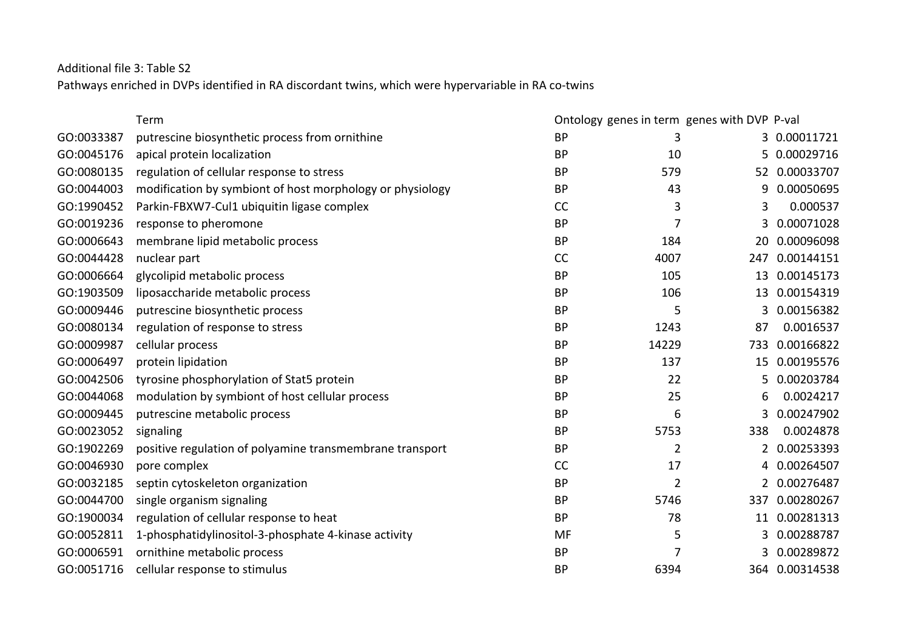Additional file 3: Table S2

Pathways enriched in DVPs identified in RA discordant twins, which were hypervariable in RA co-twins

| | Term | Ontology | genes in term | genes with DVP | P-val |
|---|---|---|---|---|---|
| GO:0033387 | putrescine biosynthetic process from ornithine | BP | 3 | 3 | 0.00011721 |
| GO:0045176 | apical protein localization | BP | 10 | 5 | 0.00029716 |
| GO:0080135 | regulation of cellular response to stress | BP | 579 | 52 | 0.00033707 |
| GO:0044003 | modification by symbiont of host morphology or physiology | BP | 43 | 9 | 0.00050695 |
| GO:1990452 | Parkin-FBXW7-Cul1 ubiquitin ligase complex | CC | 3 | 3 | 0.000537 |
| GO:0019236 | response to pheromone | BP | 7 | 3 | 0.00071028 |
| GO:0006643 | membrane lipid metabolic process | BP | 184 | 20 | 0.00096098 |
| GO:0044428 | nuclear part | CC | 4007 | 247 | 0.00144151 |
| GO:0006664 | glycolipid metabolic process | BP | 105 | 13 | 0.00145173 |
| GO:1903509 | liposaccharide metabolic process | BP | 106 | 13 | 0.00154319 |
| GO:0009446 | putrescine biosynthetic process | BP | 5 | 3 | 0.00156382 |
| GO:0080134 | regulation of response to stress | BP | 1243 | 87 | 0.0016537 |
| GO:0009987 | cellular process | BP | 14229 | 733 | 0.00166822 |
| GO:0006497 | protein lipidation | BP | 137 | 15 | 0.00195576 |
| GO:0042506 | tyrosine phosphorylation of Stat5 protein | BP | 22 | 5 | 0.00203784 |
| GO:0044068 | modulation by symbiont of host cellular process | BP | 25 | 6 | 0.0024217 |
| GO:0009445 | putrescine metabolic process | BP | 6 | 3 | 0.00247902 |
| GO:0023052 | signaling | BP | 5753 | 338 | 0.0024878 |
| GO:1902269 | positive regulation of polyamine transmembrane transport | BP | 2 | 2 | 0.00253393 |
| GO:0046930 | pore complex | CC | 17 | 4 | 0.00264507 |
| GO:0032185 | septin cytoskeleton organization | BP | 2 | 2 | 0.00276487 |
| GO:0044700 | single organism signaling | BP | 5746 | 337 | 0.00280267 |
| GO:1900034 | regulation of cellular response to heat | BP | 78 | 11 | 0.00281313 |
| GO:0052811 | 1-phosphatidylinositol-3-phosphate 4-kinase activity | MF | 5 | 3 | 0.00288787 |
| GO:0006591 | ornithine metabolic process | BP | 7 | 3 | 0.00289872 |
| GO:0051716 | cellular response to stimulus | BP | 6394 | 364 | 0.00314538 |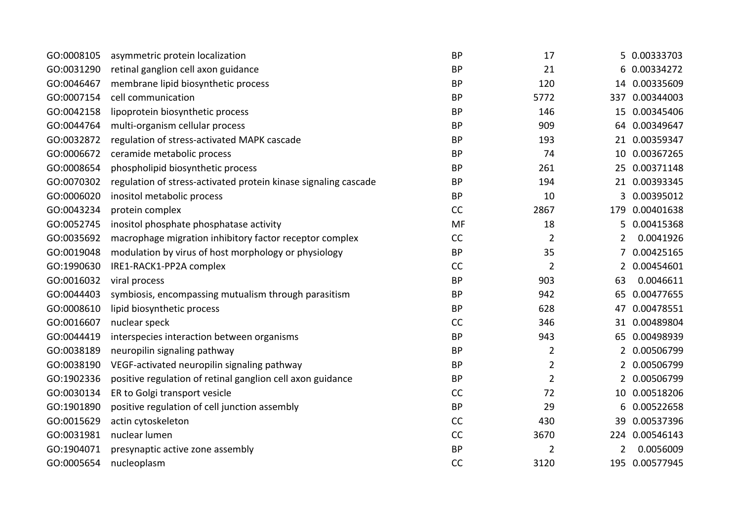| | | | | | |
|---|---|---|---|---|---|
| GO:0008105 | asymmetric protein localization | BP | 17 | 5 | 0.00333703 |
| GO:0031290 | retinal ganglion cell axon guidance | BP | 21 | 6 | 0.00334272 |
| GO:0046467 | membrane lipid biosynthetic process | BP | 120 | 14 | 0.00335609 |
| GO:0007154 | cell communication | BP | 5772 | 337 | 0.00344003 |
| GO:0042158 | lipoprotein biosynthetic process | BP | 146 | 15 | 0.00345406 |
| GO:0044764 | multi-organism cellular process | BP | 909 | 64 | 0.00349647 |
| GO:0032872 | regulation of stress-activated MAPK cascade | BP | 193 | 21 | 0.00359347 |
| GO:0006672 | ceramide metabolic process | BP | 74 | 10 | 0.00367265 |
| GO:0008654 | phospholipid biosynthetic process | BP | 261 | 25 | 0.00371148 |
| GO:0070302 | regulation of stress-activated protein kinase signaling cascade | BP | 194 | 21 | 0.00393345 |
| GO:0006020 | inositol metabolic process | BP | 10 | 3 | 0.00395012 |
| GO:0043234 | protein complex | CC | 2867 | 179 | 0.00401638 |
| GO:0052745 | inositol phosphate phosphatase activity | MF | 18 | 5 | 0.00415368 |
| GO:0035692 | macrophage migration inhibitory factor receptor complex | CC | 2 | 2 | 0.0041926 |
| GO:0019048 | modulation by virus of host morphology or physiology | BP | 35 | 7 | 0.00425165 |
| GO:1990630 | IRE1-RACK1-PP2A complex | CC | 2 | 2 | 0.00454601 |
| GO:0016032 | viral process | BP | 903 | 63 | 0.0046611 |
| GO:0044403 | symbiosis, encompassing mutualism through parasitism | BP | 942 | 65 | 0.00477655 |
| GO:0008610 | lipid biosynthetic process | BP | 628 | 47 | 0.00478551 |
| GO:0016607 | nuclear speck | CC | 346 | 31 | 0.00489804 |
| GO:0044419 | interspecies interaction between organisms | BP | 943 | 65 | 0.00498939 |
| GO:0038189 | neuropilin signaling pathway | BP | 2 | 2 | 0.00506799 |
| GO:0038190 | VEGF-activated neuropilin signaling pathway | BP | 2 | 2 | 0.00506799 |
| GO:1902336 | positive regulation of retinal ganglion cell axon guidance | BP | 2 | 2 | 0.00506799 |
| GO:0030134 | ER to Golgi transport vesicle | CC | 72 | 10 | 0.00518206 |
| GO:1901890 | positive regulation of cell junction assembly | BP | 29 | 6 | 0.00522658 |
| GO:0015629 | actin cytoskeleton | CC | 430 | 39 | 0.00537396 |
| GO:0031981 | nuclear lumen | CC | 3670 | 224 | 0.00546143 |
| GO:1904071 | presynaptic active zone assembly | BP | 2 | 2 | 0.0056009 |
| GO:0005654 | nucleoplasm | CC | 3120 | 195 | 0.00577945 |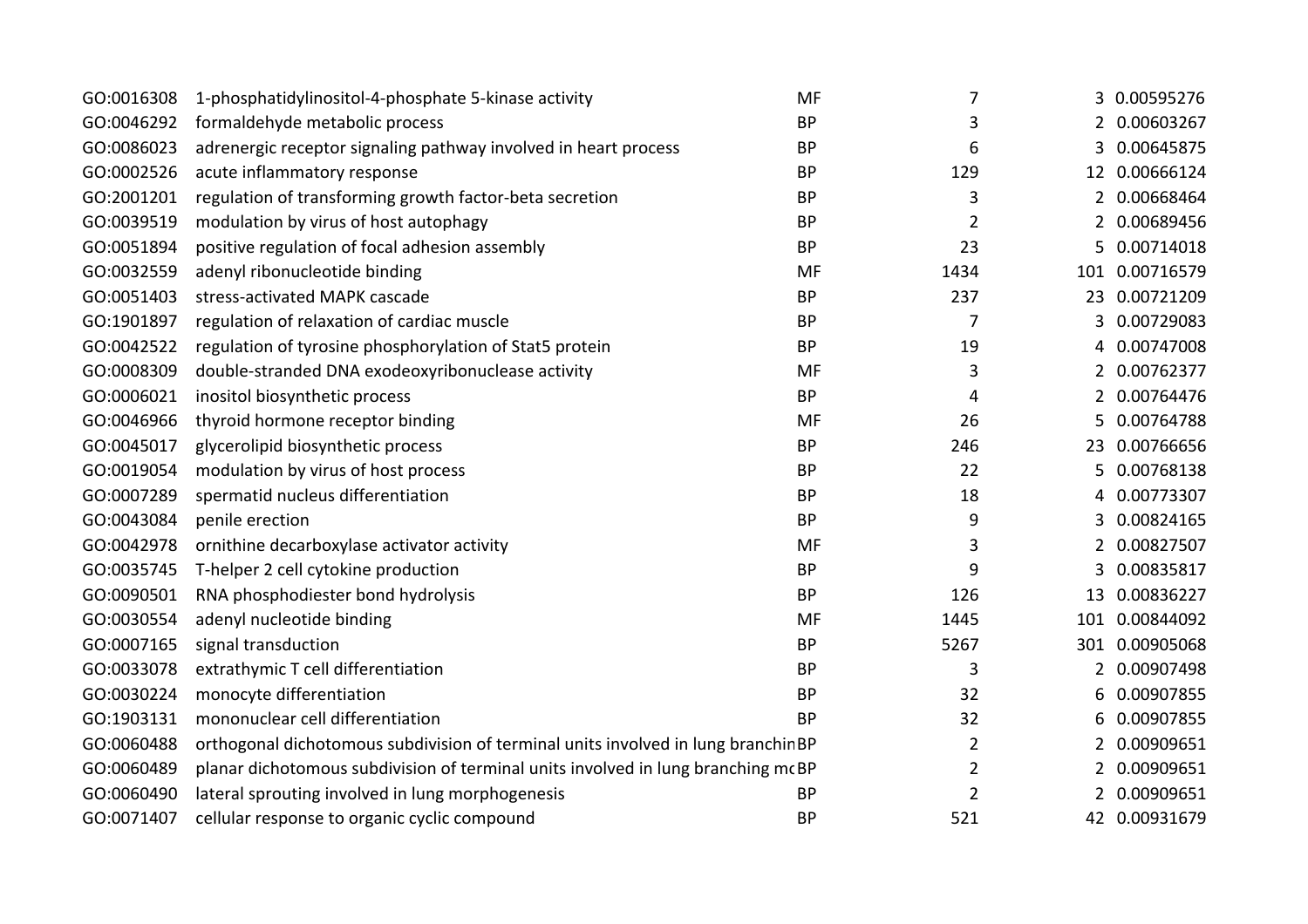| | | | | | |
|---|---|---|---|---|---|
| GO:0016308 | 1-phosphatidylinositol-4-phosphate 5-kinase activity | MF | 7 | 3 | 0.00595276 |
| GO:0046292 | formaldehyde metabolic process | BP | 3 | 2 | 0.00603267 |
| GO:0086023 | adrenergic receptor signaling pathway involved in heart process | BP | 6 | 3 | 0.00645875 |
| GO:0002526 | acute inflammatory response | BP | 129 | 12 | 0.00666124 |
| GO:2001201 | regulation of transforming growth factor-beta secretion | BP | 3 | 2 | 0.00668464 |
| GO:0039519 | modulation by virus of host autophagy | BP | 2 | 2 | 0.00689456 |
| GO:0051894 | positive regulation of focal adhesion assembly | BP | 23 | 5 | 0.00714018 |
| GO:0032559 | adenyl ribonucleotide binding | MF | 1434 | 101 | 0.00716579 |
| GO:0051403 | stress-activated MAPK cascade | BP | 237 | 23 | 0.00721209 |
| GO:1901897 | regulation of relaxation of cardiac muscle | BP | 7 | 3 | 0.00729083 |
| GO:0042522 | regulation of tyrosine phosphorylation of Stat5 protein | BP | 19 | 4 | 0.00747008 |
| GO:0008309 | double-stranded DNA exodeoxyribonuclease activity | MF | 3 | 2 | 0.00762377 |
| GO:0006021 | inositol biosynthetic process | BP | 4 | 2 | 0.00764476 |
| GO:0046966 | thyroid hormone receptor binding | MF | 26 | 5 | 0.00764788 |
| GO:0045017 | glycerolipid biosynthetic process | BP | 246 | 23 | 0.00766656 |
| GO:0019054 | modulation by virus of host process | BP | 22 | 5 | 0.00768138 |
| GO:0007289 | spermatid nucleus differentiation | BP | 18 | 4 | 0.00773307 |
| GO:0043084 | penile erection | BP | 9 | 3 | 0.00824165 |
| GO:0042978 | ornithine decarboxylase activator activity | MF | 3 | 2 | 0.00827507 |
| GO:0035745 | T-helper 2 cell cytokine production | BP | 9 | 3 | 0.00835817 |
| GO:0090501 | RNA phosphodiester bond hydrolysis | BP | 126 | 13 | 0.00836227 |
| GO:0030554 | adenyl nucleotide binding | MF | 1445 | 101 | 0.00844092 |
| GO:0007165 | signal transduction | BP | 5267 | 301 | 0.00905068 |
| GO:0033078 | extrathymic T cell differentiation | BP | 3 | 2 | 0.00907498 |
| GO:0030224 | monocyte differentiation | BP | 32 | 6 | 0.00907855 |
| GO:1903131 | mononuclear cell differentiation | BP | 32 | 6 | 0.00907855 |
| GO:0060488 | orthogonal dichotomous subdivision of terminal units involved in lung branchin | BP | 2 | 2 | 0.00909651 |
| GO:0060489 | planar dichotomous subdivision of terminal units involved in lung branching mc | BP | 2 | 2 | 0.00909651 |
| GO:0060490 | lateral sprouting involved in lung morphogenesis | BP | 2 | 2 | 0.00909651 |
| GO:0071407 | cellular response to organic cyclic compound | BP | 521 | 42 | 0.00931679 |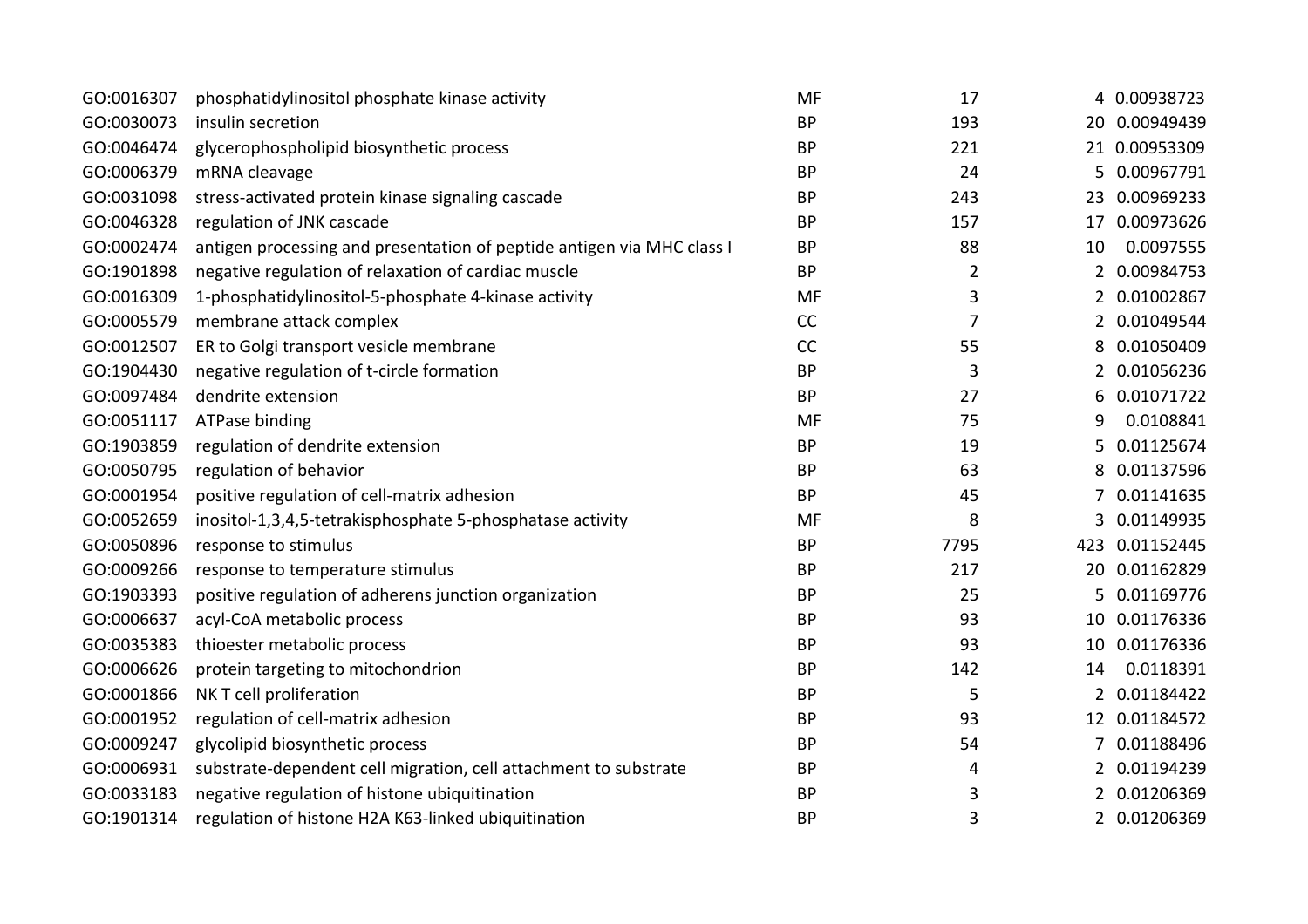| | | | | | |
|---|---|---|---|---|---|
| GO:0016307 | phosphatidylinositol phosphate kinase activity | MF | 17 | 4 | 0.00938723 |
| GO:0030073 | insulin secretion | BP | 193 | 20 | 0.00949439 |
| GO:0046474 | glycerophospholipid biosynthetic process | BP | 221 | 21 | 0.00953309 |
| GO:0006379 | mRNA cleavage | BP | 24 | 5 | 0.00967791 |
| GO:0031098 | stress-activated protein kinase signaling cascade | BP | 243 | 23 | 0.00969233 |
| GO:0046328 | regulation of JNK cascade | BP | 157 | 17 | 0.00973626 |
| GO:0002474 | antigen processing and presentation of peptide antigen via MHC class I | BP | 88 | 10 | 0.0097555 |
| GO:1901898 | negative regulation of relaxation of cardiac muscle | BP | 2 | 2 | 0.00984753 |
| GO:0016309 | 1-phosphatidylinositol-5-phosphate 4-kinase activity | MF | 3 | 2 | 0.01002867 |
| GO:0005579 | membrane attack complex | CC | 7 | 2 | 0.01049544 |
| GO:0012507 | ER to Golgi transport vesicle membrane | CC | 55 | 8 | 0.01050409 |
| GO:1904430 | negative regulation of t-circle formation | BP | 3 | 2 | 0.01056236 |
| GO:0097484 | dendrite extension | BP | 27 | 6 | 0.01071722 |
| GO:0051117 | ATPase binding | MF | 75 | 9 | 0.0108841 |
| GO:1903859 | regulation of dendrite extension | BP | 19 | 5 | 0.01125674 |
| GO:0050795 | regulation of behavior | BP | 63 | 8 | 0.01137596 |
| GO:0001954 | positive regulation of cell-matrix adhesion | BP | 45 | 7 | 0.01141635 |
| GO:0052659 | inositol-1,3,4,5-tetrakisphosphate 5-phosphatase activity | MF | 8 | 3 | 0.01149935 |
| GO:0050896 | response to stimulus | BP | 7795 | 423 | 0.01152445 |
| GO:0009266 | response to temperature stimulus | BP | 217 | 20 | 0.01162829 |
| GO:1903393 | positive regulation of adherens junction organization | BP | 25 | 5 | 0.01169776 |
| GO:0006637 | acyl-CoA metabolic process | BP | 93 | 10 | 0.01176336 |
| GO:0035383 | thioester metabolic process | BP | 93 | 10 | 0.01176336 |
| GO:0006626 | protein targeting to mitochondrion | BP | 142 | 14 | 0.0118391 |
| GO:0001866 | NK T cell proliferation | BP | 5 | 2 | 0.01184422 |
| GO:0001952 | regulation of cell-matrix adhesion | BP | 93 | 12 | 0.01184572 |
| GO:0009247 | glycolipid biosynthetic process | BP | 54 | 7 | 0.01188496 |
| GO:0006931 | substrate-dependent cell migration, cell attachment to substrate | BP | 4 | 2 | 0.01194239 |
| GO:0033183 | negative regulation of histone ubiquitination | BP | 3 | 2 | 0.01206369 |
| GO:1901314 | regulation of histone H2A K63-linked ubiquitination | BP | 3 | 2 | 0.01206369 |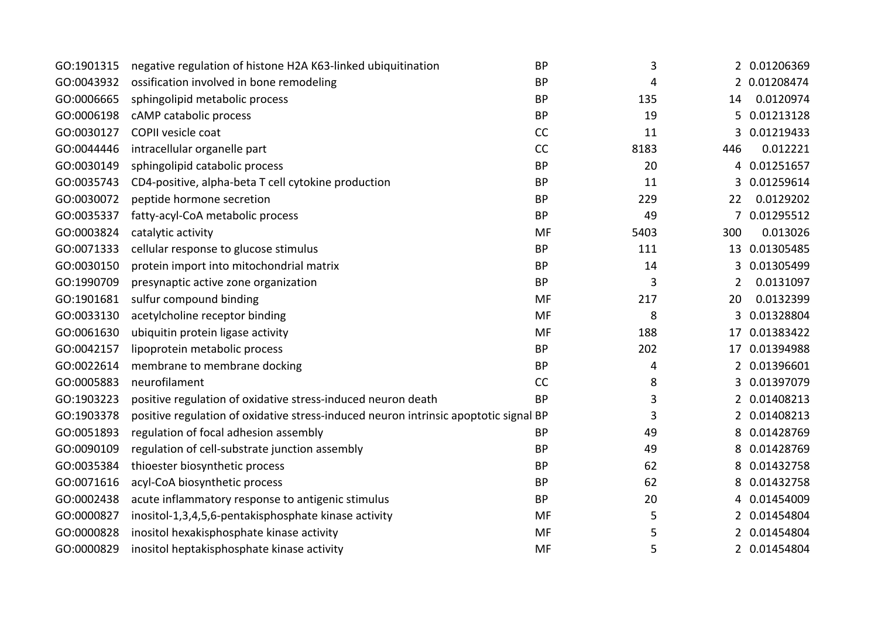| | | | | | |
|---|---|---|---|---|---|
| GO:1901315 | negative regulation of histone H2A K63-linked ubiquitination | BP | 3 | 2 | 0.01206369 |
| GO:0043932 | ossification involved in bone remodeling | BP | 4 | 2 | 0.01208474 |
| GO:0006665 | sphingolipid metabolic process | BP | 135 | 14 | 0.0120974 |
| GO:0006198 | cAMP catabolic process | BP | 19 | 5 | 0.01213128 |
| GO:0030127 | COPII vesicle coat | CC | 11 | 3 | 0.01219433 |
| GO:0044446 | intracellular organelle part | CC | 8183 | 446 | 0.012221 |
| GO:0030149 | sphingolipid catabolic process | BP | 20 | 4 | 0.01251657 |
| GO:0035743 | CD4-positive, alpha-beta T cell cytokine production | BP | 11 | 3 | 0.01259614 |
| GO:0030072 | peptide hormone secretion | BP | 229 | 22 | 0.0129202 |
| GO:0035337 | fatty-acyl-CoA metabolic process | BP | 49 | 7 | 0.01295512 |
| GO:0003824 | catalytic activity | MF | 5403 | 300 | 0.013026 |
| GO:0071333 | cellular response to glucose stimulus | BP | 111 | 13 | 0.01305485 |
| GO:0030150 | protein import into mitochondrial matrix | BP | 14 | 3 | 0.01305499 |
| GO:1990709 | presynaptic active zone organization | BP | 3 | 2 | 0.0131097 |
| GO:1901681 | sulfur compound binding | MF | 217 | 20 | 0.0132399 |
| GO:0033130 | acetylcholine receptor binding | MF | 8 | 3 | 0.01328804 |
| GO:0061630 | ubiquitin protein ligase activity | MF | 188 | 17 | 0.01383422 |
| GO:0042157 | lipoprotein metabolic process | BP | 202 | 17 | 0.01394988 |
| GO:0022614 | membrane to membrane docking | BP | 4 | 2 | 0.01396601 |
| GO:0005883 | neurofilament | CC | 8 | 3 | 0.01397079 |
| GO:1903223 | positive regulation of oxidative stress-induced neuron death | BP | 3 | 2 | 0.01408213 |
| GO:1903378 | positive regulation of oxidative stress-induced neuron intrinsic apoptotic signal | BP | 3 | 2 | 0.01408213 |
| GO:0051893 | regulation of focal adhesion assembly | BP | 49 | 8 | 0.01428769 |
| GO:0090109 | regulation of cell-substrate junction assembly | BP | 49 | 8 | 0.01428769 |
| GO:0035384 | thioester biosynthetic process | BP | 62 | 8 | 0.01432758 |
| GO:0071616 | acyl-CoA biosynthetic process | BP | 62 | 8 | 0.01432758 |
| GO:0002438 | acute inflammatory response to antigenic stimulus | BP | 20 | 4 | 0.01454009 |
| GO:0000827 | inositol-1,3,4,5,6-pentakisphosphate kinase activity | MF | 5 | 2 | 0.01454804 |
| GO:0000828 | inositol hexakisphosphate kinase activity | MF | 5 | 2 | 0.01454804 |
| GO:0000829 | inositol heptakisphosphate kinase activity | MF | 5 | 2 | 0.01454804 |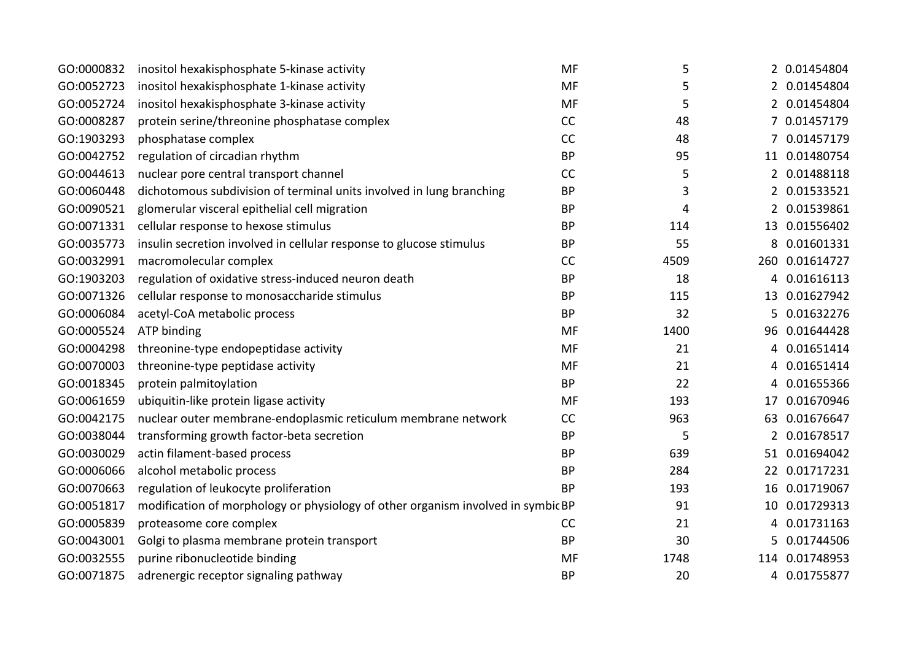| | | | | | |
|---|---|---|---|---|---|
| GO:0000832 | inositol hexakisphosphate 5-kinase activity | MF | 5 | 2 | 0.01454804 |
| GO:0052723 | inositol hexakisphosphate 1-kinase activity | MF | 5 | 2 | 0.01454804 |
| GO:0052724 | inositol hexakisphosphate 3-kinase activity | MF | 5 | 2 | 0.01454804 |
| GO:0008287 | protein serine/threonine phosphatase complex | CC | 48 | 7 | 0.01457179 |
| GO:1903293 | phosphatase complex | CC | 48 | 7 | 0.01457179 |
| GO:0042752 | regulation of circadian rhythm | BP | 95 | 11 | 0.01480754 |
| GO:0044613 | nuclear pore central transport channel | CC | 5 | 2 | 0.01488118 |
| GO:0060448 | dichotomous subdivision of terminal units involved in lung branching | BP | 3 | 2 | 0.01533521 |
| GO:0090521 | glomerular visceral epithelial cell migration | BP | 4 | 2 | 0.01539861 |
| GO:0071331 | cellular response to hexose stimulus | BP | 114 | 13 | 0.01556402 |
| GO:0035773 | insulin secretion involved in cellular response to glucose stimulus | BP | 55 | 8 | 0.01601331 |
| GO:0032991 | macromolecular complex | CC | 4509 | 260 | 0.01614727 |
| GO:1903203 | regulation of oxidative stress-induced neuron death | BP | 18 | 4 | 0.01616113 |
| GO:0071326 | cellular response to monosaccharide stimulus | BP | 115 | 13 | 0.01627942 |
| GO:0006084 | acetyl-CoA metabolic process | BP | 32 | 5 | 0.01632276 |
| GO:0005524 | ATP binding | MF | 1400 | 96 | 0.01644428 |
| GO:0004298 | threonine-type endopeptidase activity | MF | 21 | 4 | 0.01651414 |
| GO:0070003 | threonine-type peptidase activity | MF | 21 | 4 | 0.01651414 |
| GO:0018345 | protein palmitoylation | BP | 22 | 4 | 0.01655366 |
| GO:0061659 | ubiquitin-like protein ligase activity | MF | 193 | 17 | 0.01670946 |
| GO:0042175 | nuclear outer membrane-endoplasmic reticulum membrane network | CC | 963 | 63 | 0.01676647 |
| GO:0038044 | transforming growth factor-beta secretion | BP | 5 | 2 | 0.01678517 |
| GO:0030029 | actin filament-based process | BP | 639 | 51 | 0.01694042 |
| GO:0006066 | alcohol metabolic process | BP | 284 | 22 | 0.01717231 |
| GO:0070663 | regulation of leukocyte proliferation | BP | 193 | 16 | 0.01719067 |
| GO:0051817 | modification of morphology or physiology of other organism involved in symbic | BP | 91 | 10 | 0.01729313 |
| GO:0005839 | proteasome core complex | CC | 21 | 4 | 0.01731163 |
| GO:0043001 | Golgi to plasma membrane protein transport | BP | 30 | 5 | 0.01744506 |
| GO:0032555 | purine ribonucleotide binding | MF | 1748 | 114 | 0.01748953 |
| GO:0071875 | adrenergic receptor signaling pathway | BP | 20 | 4 | 0.01755877 |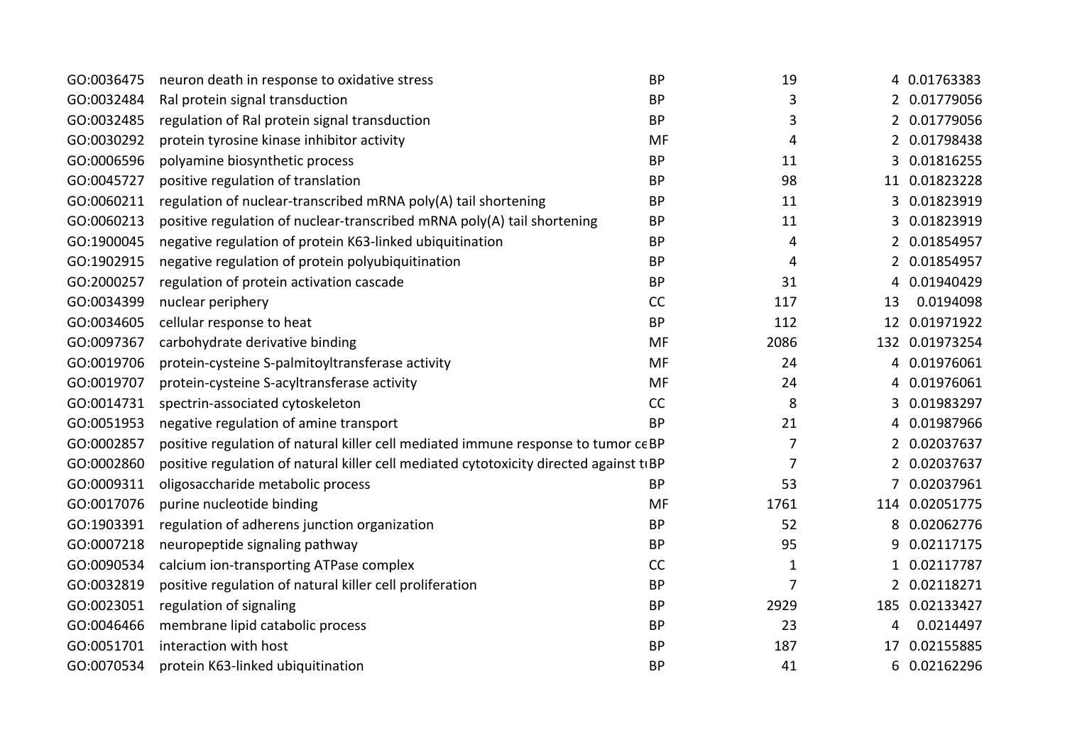| | | | | | |
|---|---|---|---|---|---|
| GO:0036475 | neuron death in response to oxidative stress | BP | 19 | 4 | 0.01763383 |
| GO:0032484 | Ral protein signal transduction | BP | 3 | 2 | 0.01779056 |
| GO:0032485 | regulation of Ral protein signal transduction | BP | 3 | 2 | 0.01779056 |
| GO:0030292 | protein tyrosine kinase inhibitor activity | MF | 4 | 2 | 0.01798438 |
| GO:0006596 | polyamine biosynthetic process | BP | 11 | 3 | 0.01816255 |
| GO:0045727 | positive regulation of translation | BP | 98 | 11 | 0.01823228 |
| GO:0060211 | regulation of nuclear-transcribed mRNA poly(A) tail shortening | BP | 11 | 3 | 0.01823919 |
| GO:0060213 | positive regulation of nuclear-transcribed mRNA poly(A) tail shortening | BP | 11 | 3 | 0.01823919 |
| GO:1900045 | negative regulation of protein K63-linked ubiquitination | BP | 4 | 2 | 0.01854957 |
| GO:1902915 | negative regulation of protein polyubiquitination | BP | 4 | 2 | 0.01854957 |
| GO:2000257 | regulation of protein activation cascade | BP | 31 | 4 | 0.01940429 |
| GO:0034399 | nuclear periphery | CC | 117 | 13 | 0.0194098 |
| GO:0034605 | cellular response to heat | BP | 112 | 12 | 0.01971922 |
| GO:0097367 | carbohydrate derivative binding | MF | 2086 | 132 | 0.01973254 |
| GO:0019706 | protein-cysteine S-palmitoyltransferase activity | MF | 24 | 4 | 0.01976061 |
| GO:0019707 | protein-cysteine S-acyltransferase activity | MF | 24 | 4 | 0.01976061 |
| GO:0014731 | spectrin-associated cytoskeleton | CC | 8 | 3 | 0.01983297 |
| GO:0051953 | negative regulation of amine transport | BP | 21 | 4 | 0.01987966 |
| GO:0002857 | positive regulation of natural killer cell mediated immune response to tumor ce | BP | 7 | 2 | 0.02037637 |
| GO:0002860 | positive regulation of natural killer cell mediated cytotoxicity directed against tu | BP | 7 | 2 | 0.02037637 |
| GO:0009311 | oligosaccharide metabolic process | BP | 53 | 7 | 0.02037961 |
| GO:0017076 | purine nucleotide binding | MF | 1761 | 114 | 0.02051775 |
| GO:1903391 | regulation of adherens junction organization | BP | 52 | 8 | 0.02062776 |
| GO:0007218 | neuropeptide signaling pathway | BP | 95 | 9 | 0.02117175 |
| GO:0090534 | calcium ion-transporting ATPase complex | CC | 1 | 1 | 0.02117787 |
| GO:0032819 | positive regulation of natural killer cell proliferation | BP | 7 | 2 | 0.02118271 |
| GO:0023051 | regulation of signaling | BP | 2929 | 185 | 0.02133427 |
| GO:0046466 | membrane lipid catabolic process | BP | 23 | 4 | 0.0214497 |
| GO:0051701 | interaction with host | BP | 187 | 17 | 0.02155885 |
| GO:0070534 | protein K63-linked ubiquitination | BP | 41 | 6 | 0.02162296 |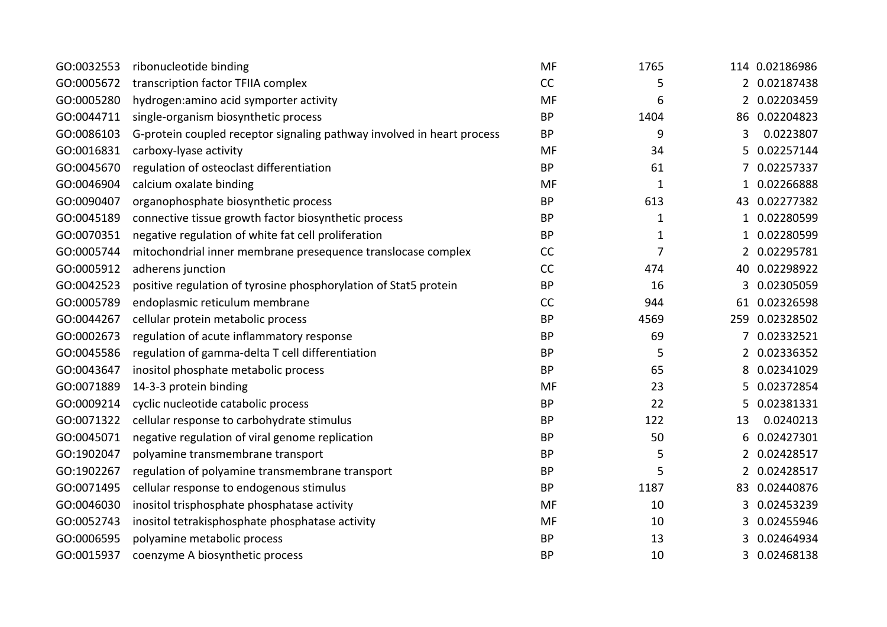| | | | | | |
|---|---|---|---|---|---|
| GO:0032553 | ribonucleotide binding | MF | 1765 | 114 | 0.02186986 |
| GO:0005672 | transcription factor TFIIA complex | CC | 5 | 2 | 0.02187438 |
| GO:0005280 | hydrogen:amino acid symporter activity | MF | 6 | 2 | 0.02203459 |
| GO:0044711 | single-organism biosynthetic process | BP | 1404 | 86 | 0.02204823 |
| GO:0086103 | G-protein coupled receptor signaling pathway involved in heart process | BP | 9 | 3 | 0.0223807 |
| GO:0016831 | carboxy-lyase activity | MF | 34 | 5 | 0.02257144 |
| GO:0045670 | regulation of osteoclast differentiation | BP | 61 | 7 | 0.02257337 |
| GO:0046904 | calcium oxalate binding | MF | 1 | 1 | 0.02266888 |
| GO:0090407 | organophosphate biosynthetic process | BP | 613 | 43 | 0.02277382 |
| GO:0045189 | connective tissue growth factor biosynthetic process | BP | 1 | 1 | 0.02280599 |
| GO:0070351 | negative regulation of white fat cell proliferation | BP | 1 | 1 | 0.02280599 |
| GO:0005744 | mitochondrial inner membrane presequence translocase complex | CC | 7 | 2 | 0.02295781 |
| GO:0005912 | adherens junction | CC | 474 | 40 | 0.02298922 |
| GO:0042523 | positive regulation of tyrosine phosphorylation of Stat5 protein | BP | 16 | 3 | 0.02305059 |
| GO:0005789 | endoplasmic reticulum membrane | CC | 944 | 61 | 0.02326598 |
| GO:0044267 | cellular protein metabolic process | BP | 4569 | 259 | 0.02328502 |
| GO:0002673 | regulation of acute inflammatory response | BP | 69 | 7 | 0.02332521 |
| GO:0045586 | regulation of gamma-delta T cell differentiation | BP | 5 | 2 | 0.02336352 |
| GO:0043647 | inositol phosphate metabolic process | BP | 65 | 8 | 0.02341029 |
| GO:0071889 | 14-3-3 protein binding | MF | 23 | 5 | 0.02372854 |
| GO:0009214 | cyclic nucleotide catabolic process | BP | 22 | 5 | 0.02381331 |
| GO:0071322 | cellular response to carbohydrate stimulus | BP | 122 | 13 | 0.0240213 |
| GO:0045071 | negative regulation of viral genome replication | BP | 50 | 6 | 0.02427301 |
| GO:1902047 | polyamine transmembrane transport | BP | 5 | 2 | 0.02428517 |
| GO:1902267 | regulation of polyamine transmembrane transport | BP | 5 | 2 | 0.02428517 |
| GO:0071495 | cellular response to endogenous stimulus | BP | 1187 | 83 | 0.02440876 |
| GO:0046030 | inositol trisphosphate phosphatase activity | MF | 10 | 3 | 0.02453239 |
| GO:0052743 | inositol tetrakisphosphate phosphatase activity | MF | 10 | 3 | 0.02455946 |
| GO:0006595 | polyamine metabolic process | BP | 13 | 3 | 0.02464934 |
| GO:0015937 | coenzyme A biosynthetic process | BP | 10 | 3 | 0.02468138 |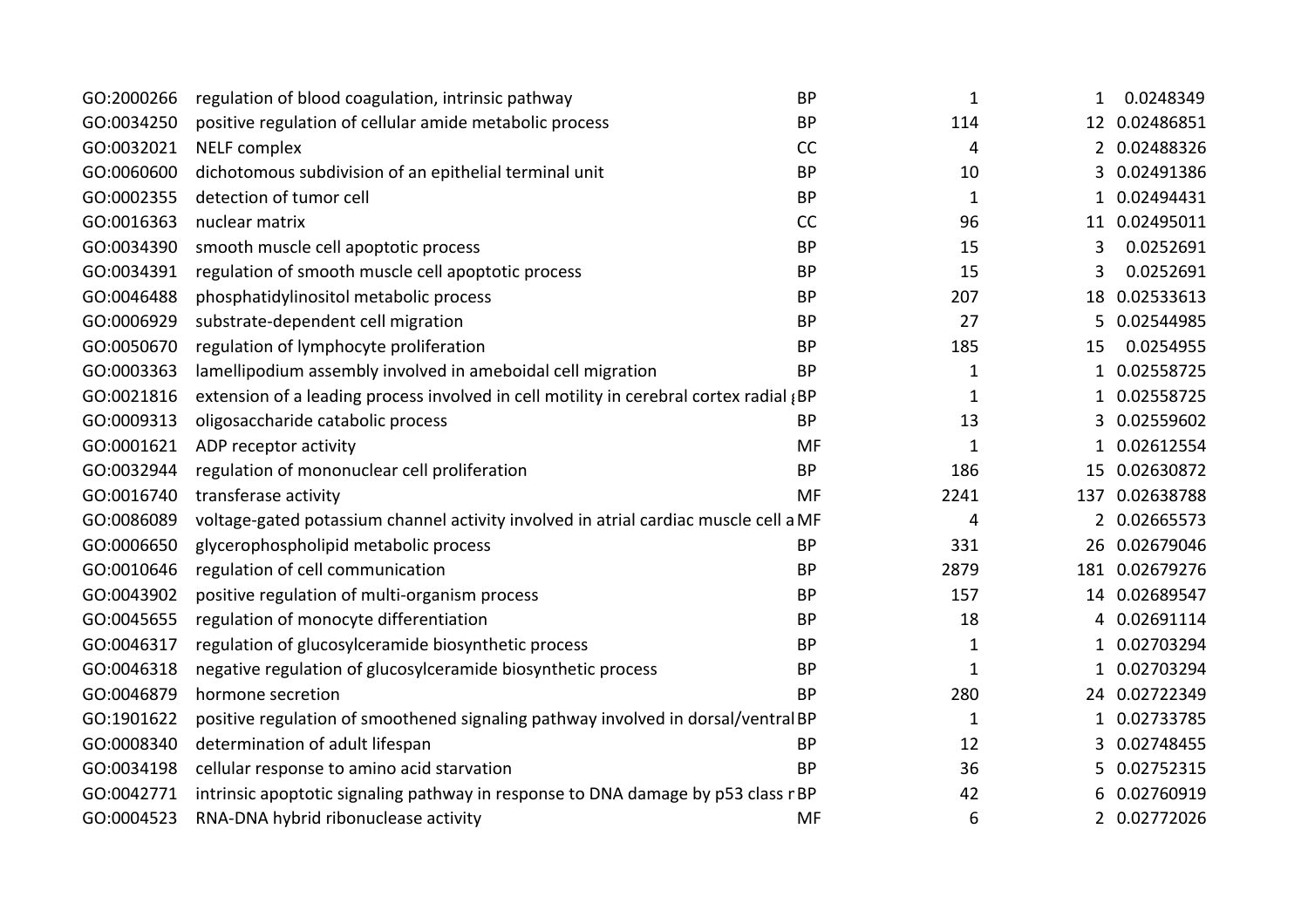| | | | | | |
|---|---|---|---|---|---|
| GO:2000266 | regulation of blood coagulation, intrinsic pathway | BP | 1 | 1 | 0.0248349 |
| GO:0034250 | positive regulation of cellular amide metabolic process | BP | 114 | 12 | 0.02486851 |
| GO:0032021 | NELF complex | CC | 4 | 2 | 0.02488326 |
| GO:0060600 | dichotomous subdivision of an epithelial terminal unit | BP | 10 | 3 | 0.02491386 |
| GO:0002355 | detection of tumor cell | BP | 1 | 1 | 0.02494431 |
| GO:0016363 | nuclear matrix | CC | 96 | 11 | 0.02495011 |
| GO:0034390 | smooth muscle cell apoptotic process | BP | 15 | 3 | 0.0252691 |
| GO:0034391 | regulation of smooth muscle cell apoptotic process | BP | 15 | 3 | 0.0252691 |
| GO:0046488 | phosphatidylinositol metabolic process | BP | 207 | 18 | 0.02533613 |
| GO:0006929 | substrate-dependent cell migration | BP | 27 | 5 | 0.02544985 |
| GO:0050670 | regulation of lymphocyte proliferation | BP | 185 | 15 | 0.0254955 |
| GO:0003363 | lamellipodium assembly involved in ameboidal cell migration | BP | 1 | 1 | 0.02558725 |
| GO:0021816 | extension of a leading process involved in cell motility in cerebral cortex radial { | BP | 1 | 1 | 0.02558725 |
| GO:0009313 | oligosaccharide catabolic process | BP | 13 | 3 | 0.02559602 |
| GO:0001621 | ADP receptor activity | MF | 1 | 1 | 0.02612554 |
| GO:0032944 | regulation of mononuclear cell proliferation | BP | 186 | 15 | 0.02630872 |
| GO:0016740 | transferase activity | MF | 2241 | 137 | 0.02638788 |
| GO:0086089 | voltage-gated potassium channel activity involved in atrial cardiac muscle cell a | MF | 4 | 2 | 0.02665573 |
| GO:0006650 | glycerophospholipid metabolic process | BP | 331 | 26 | 0.02679046 |
| GO:0010646 | regulation of cell communication | BP | 2879 | 181 | 0.02679276 |
| GO:0043902 | positive regulation of multi-organism process | BP | 157 | 14 | 0.02689547 |
| GO:0045655 | regulation of monocyte differentiation | BP | 18 | 4 | 0.02691114 |
| GO:0046317 | regulation of glucosylceramide biosynthetic process | BP | 1 | 1 | 0.02703294 |
| GO:0046318 | negative regulation of glucosylceramide biosynthetic process | BP | 1 | 1 | 0.02703294 |
| GO:0046879 | hormone secretion | BP | 280 | 24 | 0.02722349 |
| GO:1901622 | positive regulation of smoothened signaling pathway involved in dorsal/ventral | BP | 1 | 1 | 0.02733785 |
| GO:0008340 | determination of adult lifespan | BP | 12 | 3 | 0.02748455 |
| GO:0034198 | cellular response to amino acid starvation | BP | 36 | 5 | 0.02752315 |
| GO:0042771 | intrinsic apoptotic signaling pathway in response to DNA damage by p53 class r | BP | 42 | 6 | 0.02760919 |
| GO:0004523 | RNA-DNA hybrid ribonuclease activity | MF | 6 | 2 | 0.02772026 |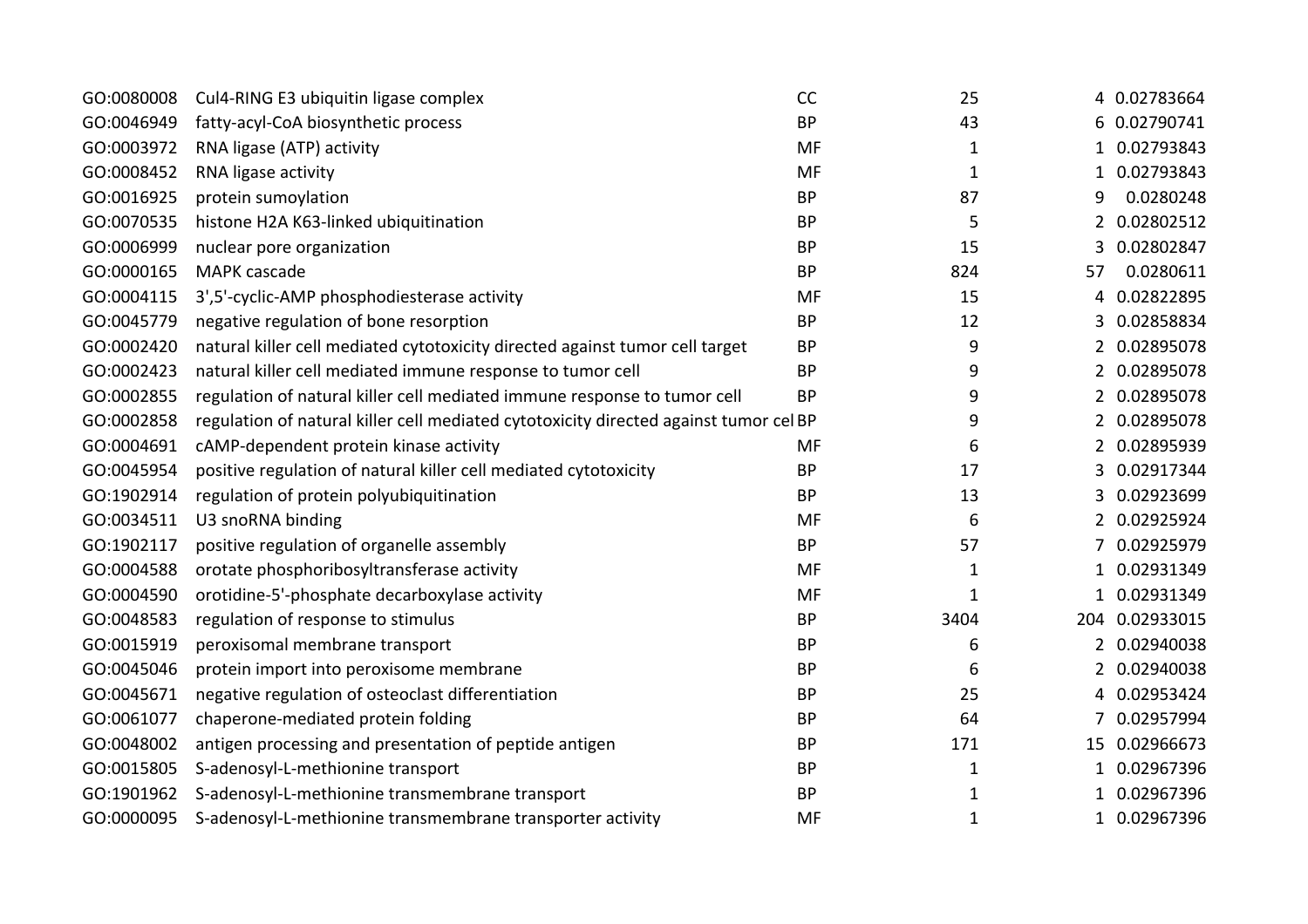| | | | | | |
|---|---|---|---|---|---|
| GO:0080008 | Cul4-RING E3 ubiquitin ligase complex | CC | 25 | 4 | 0.02783664 |
| GO:0046949 | fatty-acyl-CoA biosynthetic process | BP | 43 | 6 | 0.02790741 |
| GO:0003972 | RNA ligase (ATP) activity | MF | 1 | 1 | 0.02793843 |
| GO:0008452 | RNA ligase activity | MF | 1 | 1 | 0.02793843 |
| GO:0016925 | protein sumoylation | BP | 87 | 9 | 0.0280248 |
| GO:0070535 | histone H2A K63-linked ubiquitination | BP | 5 | 2 | 0.02802512 |
| GO:0006999 | nuclear pore organization | BP | 15 | 3 | 0.02802847 |
| GO:0000165 | MAPK cascade | BP | 824 | 57 | 0.0280611 |
| GO:0004115 | 3',5'-cyclic-AMP phosphodiesterase activity | MF | 15 | 4 | 0.02822895 |
| GO:0045779 | negative regulation of bone resorption | BP | 12 | 3 | 0.02858834 |
| GO:0002420 | natural killer cell mediated cytotoxicity directed against tumor cell target | BP | 9 | 2 | 0.02895078 |
| GO:0002423 | natural killer cell mediated immune response to tumor cell | BP | 9 | 2 | 0.02895078 |
| GO:0002855 | regulation of natural killer cell mediated immune response to tumor cell | BP | 9 | 2 | 0.02895078 |
| GO:0002858 | regulation of natural killer cell mediated cytotoxicity directed against tumor cel | BP | 9 | 2 | 0.02895078 |
| GO:0004691 | cAMP-dependent protein kinase activity | MF | 6 | 2 | 0.02895939 |
| GO:0045954 | positive regulation of natural killer cell mediated cytotoxicity | BP | 17 | 3 | 0.02917344 |
| GO:1902914 | regulation of protein polyubiquitination | BP | 13 | 3 | 0.02923699 |
| GO:0034511 | U3 snoRNA binding | MF | 6 | 2 | 0.02925924 |
| GO:1902117 | positive regulation of organelle assembly | BP | 57 | 7 | 0.02925979 |
| GO:0004588 | orotate phosphoribosyltransferase activity | MF | 1 | 1 | 0.02931349 |
| GO:0004590 | orotidine-5'-phosphate decarboxylase activity | MF | 1 | 1 | 0.02931349 |
| GO:0048583 | regulation of response to stimulus | BP | 3404 | 204 | 0.02933015 |
| GO:0015919 | peroxisomal membrane transport | BP | 6 | 2 | 0.02940038 |
| GO:0045046 | protein import into peroxisome membrane | BP | 6 | 2 | 0.02940038 |
| GO:0045671 | negative regulation of osteoclast differentiation | BP | 25 | 4 | 0.02953424 |
| GO:0061077 | chaperone-mediated protein folding | BP | 64 | 7 | 0.02957994 |
| GO:0048002 | antigen processing and presentation of peptide antigen | BP | 171 | 15 | 0.02966673 |
| GO:0015805 | S-adenosyl-L-methionine transport | BP | 1 | 1 | 0.02967396 |
| GO:1901962 | S-adenosyl-L-methionine transmembrane transport | BP | 1 | 1 | 0.02967396 |
| GO:0000095 | S-adenosyl-L-methionine transmembrane transporter activity | MF | 1 | 1 | 0.02967396 |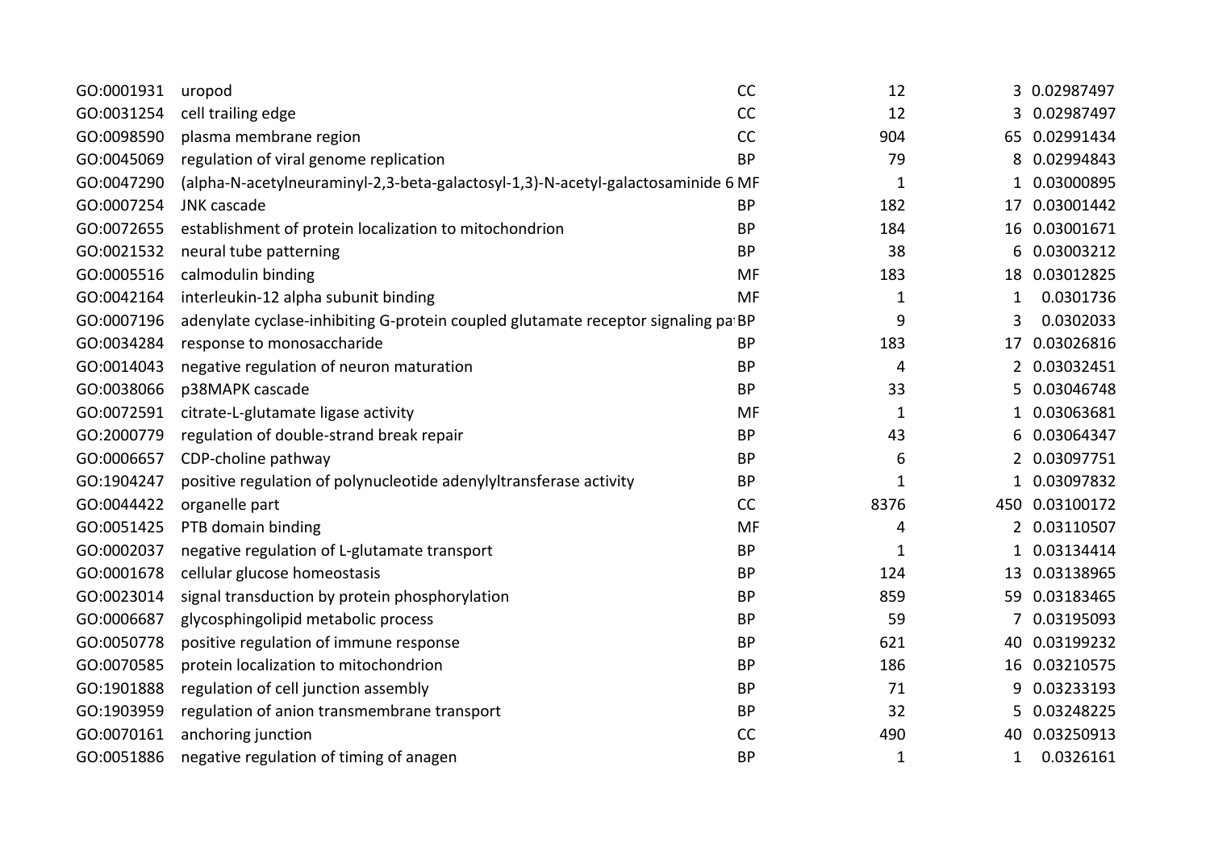| | | | | | |
|---|---|---|---|---|---|
| GO:0001931 | uropod | CC | 12 | 3 | 0.02987497 |
| GO:0031254 | cell trailing edge | CC | 12 | 3 | 0.02987497 |
| GO:0098590 | plasma membrane region | CC | 904 | 65 | 0.02991434 |
| GO:0045069 | regulation of viral genome replication | BP | 79 | 8 | 0.02994843 |
| GO:0047290 | (alpha-N-acetylneuraminyl-2,3-beta-galactosyl-1,3)-N-acetyl-galactosaminide 6 | MF | 1 | 1 | 0.03000895 |
| GO:0007254 | JNK cascade | BP | 182 | 17 | 0.03001442 |
| GO:0072655 | establishment of protein localization to mitochondrion | BP | 184 | 16 | 0.03001671 |
| GO:0021532 | neural tube patterning | BP | 38 | 6 | 0.03003212 |
| GO:0005516 | calmodulin binding | MF | 183 | 18 | 0.03012825 |
| GO:0042164 | interleukin-12 alpha subunit binding | MF | 1 | 1 | 0.0301736 |
| GO:0007196 | adenylate cyclase-inhibiting G-protein coupled glutamate receptor signaling pa | BP | 9 | 3 | 0.0302033 |
| GO:0034284 | response to monosaccharide | BP | 183 | 17 | 0.03026816 |
| GO:0014043 | negative regulation of neuron maturation | BP | 4 | 2 | 0.03032451 |
| GO:0038066 | p38MAPK cascade | BP | 33 | 5 | 0.03046748 |
| GO:0072591 | citrate-L-glutamate ligase activity | MF | 1 | 1 | 0.03063681 |
| GO:2000779 | regulation of double-strand break repair | BP | 43 | 6 | 0.03064347 |
| GO:0006657 | CDP-choline pathway | BP | 6 | 2 | 0.03097751 |
| GO:1904247 | positive regulation of polynucleotide adenylyltransferase activity | BP | 1 | 1 | 0.03097832 |
| GO:0044422 | organelle part | CC | 8376 | 450 | 0.03100172 |
| GO:0051425 | PTB domain binding | MF | 4 | 2 | 0.03110507 |
| GO:0002037 | negative regulation of L-glutamate transport | BP | 1 | 1 | 0.03134414 |
| GO:0001678 | cellular glucose homeostasis | BP | 124 | 13 | 0.03138965 |
| GO:0023014 | signal transduction by protein phosphorylation | BP | 859 | 59 | 0.03183465 |
| GO:0006687 | glycosphingolipid metabolic process | BP | 59 | 7 | 0.03195093 |
| GO:0050778 | positive regulation of immune response | BP | 621 | 40 | 0.03199232 |
| GO:0070585 | protein localization to mitochondrion | BP | 186 | 16 | 0.03210575 |
| GO:1901888 | regulation of cell junction assembly | BP | 71 | 9 | 0.03233193 |
| GO:1903959 | regulation of anion transmembrane transport | BP | 32 | 5 | 0.03248225 |
| GO:0070161 | anchoring junction | CC | 490 | 40 | 0.03250913 |
| GO:0051886 | negative regulation of timing of anagen | BP | 1 | 1 | 0.0326161 |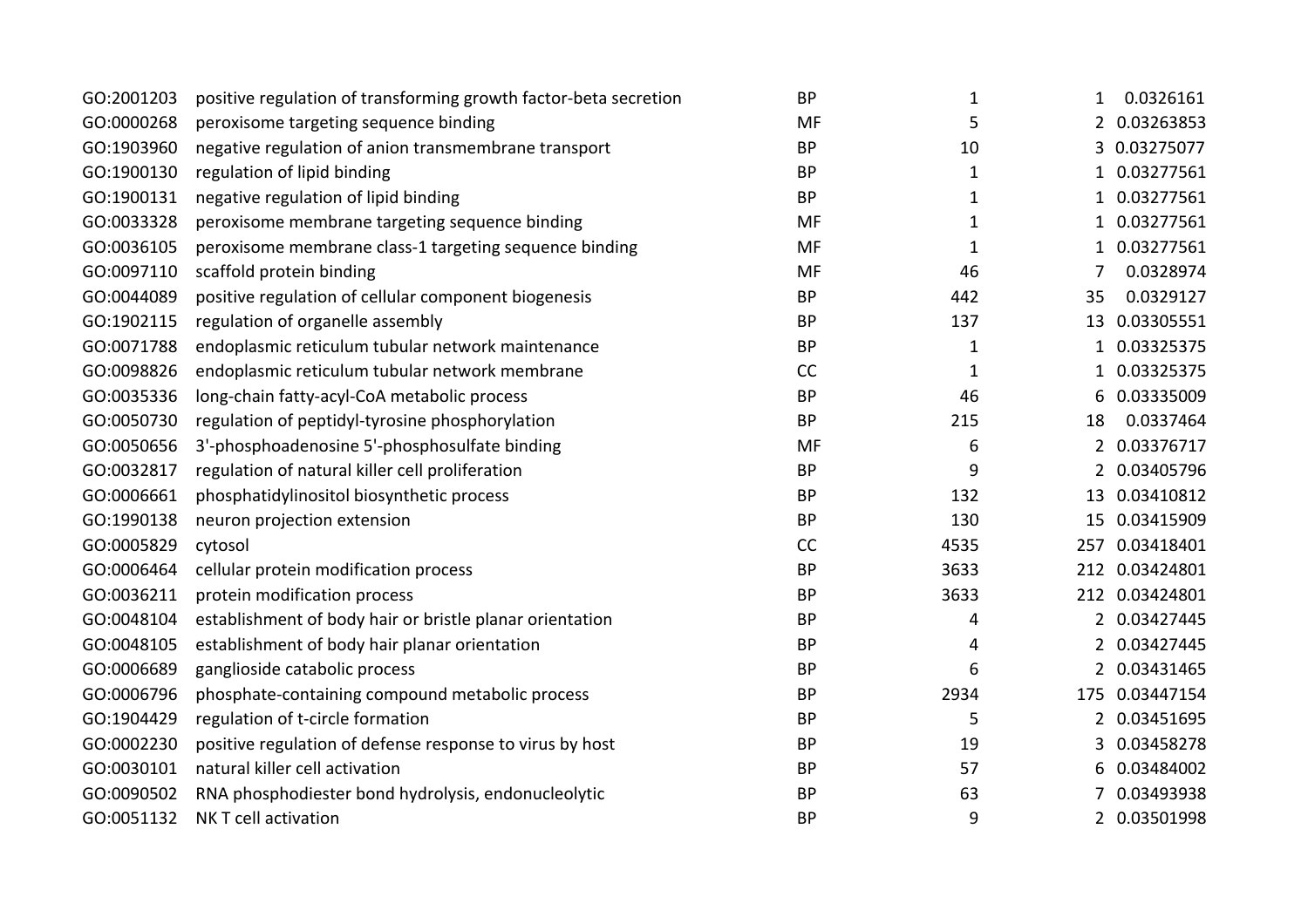| | | | | | |
|---|---|---|---|---|---|
| GO:2001203 | positive regulation of transforming growth factor-beta secretion | BP | 1 | 1 | 0.0326161 |
| GO:0000268 | peroxisome targeting sequence binding | MF | 5 | 2 | 0.03263853 |
| GO:1903960 | negative regulation of anion transmembrane transport | BP | 10 | 3 | 0.03275077 |
| GO:1900130 | regulation of lipid binding | BP | 1 | 1 | 0.03277561 |
| GO:1900131 | negative regulation of lipid binding | BP | 1 | 1 | 0.03277561 |
| GO:0033328 | peroxisome membrane targeting sequence binding | MF | 1 | 1 | 0.03277561 |
| GO:0036105 | peroxisome membrane class-1 targeting sequence binding | MF | 1 | 1 | 0.03277561 |
| GO:0097110 | scaffold protein binding | MF | 46 | 7 | 0.0328974 |
| GO:0044089 | positive regulation of cellular component biogenesis | BP | 442 | 35 | 0.0329127 |
| GO:1902115 | regulation of organelle assembly | BP | 137 | 13 | 0.03305551 |
| GO:0071788 | endoplasmic reticulum tubular network maintenance | BP | 1 | 1 | 0.03325375 |
| GO:0098826 | endoplasmic reticulum tubular network membrane | CC | 1 | 1 | 0.03325375 |
| GO:0035336 | long-chain fatty-acyl-CoA metabolic process | BP | 46 | 6 | 0.03335009 |
| GO:0050730 | regulation of peptidyl-tyrosine phosphorylation | BP | 215 | 18 | 0.0337464 |
| GO:0050656 | 3'-phosphoadenosine 5'-phosphosulfate binding | MF | 6 | 2 | 0.03376717 |
| GO:0032817 | regulation of natural killer cell proliferation | BP | 9 | 2 | 0.03405796 |
| GO:0006661 | phosphatidylinositol biosynthetic process | BP | 132 | 13 | 0.03410812 |
| GO:1990138 | neuron projection extension | BP | 130 | 15 | 0.03415909 |
| GO:0005829 | cytosol | CC | 4535 | 257 | 0.03418401 |
| GO:0006464 | cellular protein modification process | BP | 3633 | 212 | 0.03424801 |
| GO:0036211 | protein modification process | BP | 3633 | 212 | 0.03424801 |
| GO:0048104 | establishment of body hair or bristle planar orientation | BP | 4 | 2 | 0.03427445 |
| GO:0048105 | establishment of body hair planar orientation | BP | 4 | 2 | 0.03427445 |
| GO:0006689 | ganglioside catabolic process | BP | 6 | 2 | 0.03431465 |
| GO:0006796 | phosphate-containing compound metabolic process | BP | 2934 | 175 | 0.03447154 |
| GO:1904429 | regulation of t-circle formation | BP | 5 | 2 | 0.03451695 |
| GO:0002230 | positive regulation of defense response to virus by host | BP | 19 | 3 | 0.03458278 |
| GO:0030101 | natural killer cell activation | BP | 57 | 6 | 0.03484002 |
| GO:0090502 | RNA phosphodiester bond hydrolysis, endonucleolytic | BP | 63 | 7 | 0.03493938 |
| GO:0051132 | NK T cell activation | BP | 9 | 2 | 0.03501998 |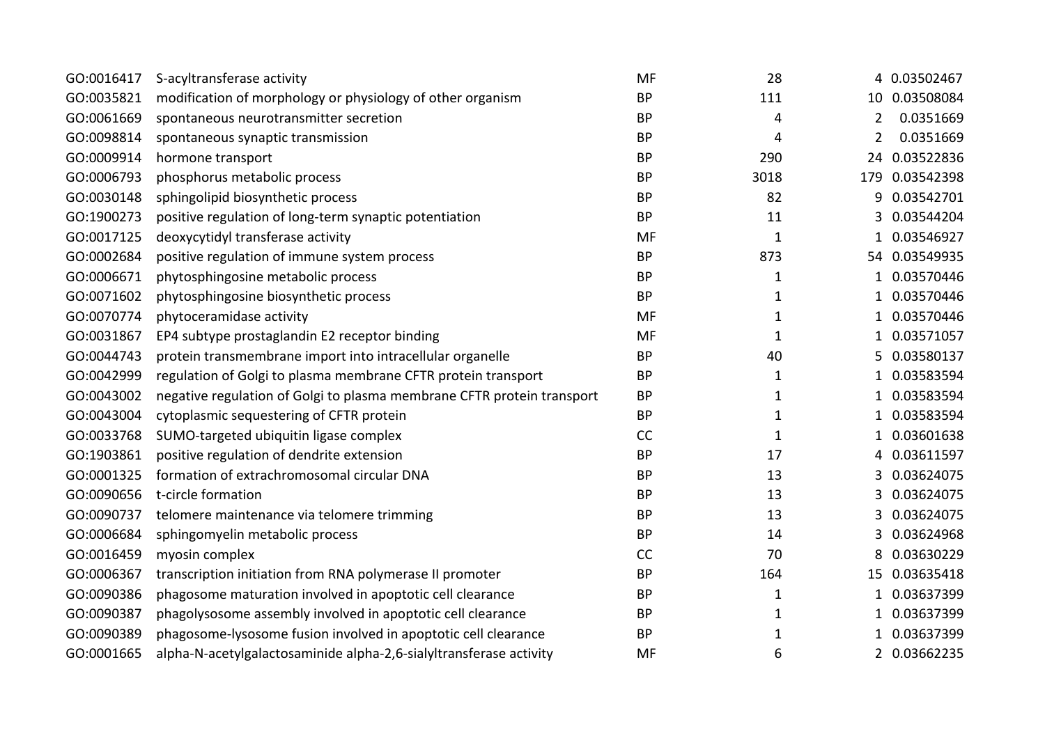| GO:0016417 | S-acyltransferase activity | MF | 28 | 4 | 0.03502467 |
|---|---|---|---|---|---|
| GO:0035821 | modification of morphology or physiology of other organism | BP | 111 | 10 | 0.03508084 |
| GO:0061669 | spontaneous neurotransmitter secretion | BP | 4 | 2 | 0.0351669 |
| GO:0098814 | spontaneous synaptic transmission | BP | 4 | 2 | 0.0351669 |
| GO:0009914 | hormone transport | BP | 290 | 24 | 0.03522836 |
| GO:0006793 | phosphorus metabolic process | BP | 3018 | 179 | 0.03542398 |
| GO:0030148 | sphingolipid biosynthetic process | BP | 82 | 9 | 0.03542701 |
| GO:1900273 | positive regulation of long-term synaptic potentiation | BP | 11 | 3 | 0.03544204 |
| GO:0017125 | deoxycytidyl transferase activity | MF | 1 | 1 | 0.03546927 |
| GO:0002684 | positive regulation of immune system process | BP | 873 | 54 | 0.03549935 |
| GO:0006671 | phytosphingosine metabolic process | BP | 1 | 1 | 0.03570446 |
| GO:0071602 | phytosphingosine biosynthetic process | BP | 1 | 1 | 0.03570446 |
| GO:0070774 | phytoceramidase activity | MF | 1 | 1 | 0.03570446 |
| GO:0031867 | EP4 subtype prostaglandin E2 receptor binding | MF | 1 | 1 | 0.03571057 |
| GO:0044743 | protein transmembrane import into intracellular organelle | BP | 40 | 5 | 0.03580137 |
| GO:0042999 | regulation of Golgi to plasma membrane CFTR protein transport | BP | 1 | 1 | 0.03583594 |
| GO:0043002 | negative regulation of Golgi to plasma membrane CFTR protein transport | BP | 1 | 1 | 0.03583594 |
| GO:0043004 | cytoplasmic sequestering of CFTR protein | BP | 1 | 1 | 0.03583594 |
| GO:0033768 | SUMO-targeted ubiquitin ligase complex | CC | 1 | 1 | 0.03601638 |
| GO:1903861 | positive regulation of dendrite extension | BP | 17 | 4 | 0.03611597 |
| GO:0001325 | formation of extrachromosomal circular DNA | BP | 13 | 3 | 0.03624075 |
| GO:0090656 | t-circle formation | BP | 13 | 3 | 0.03624075 |
| GO:0090737 | telomere maintenance via telomere trimming | BP | 13 | 3 | 0.03624075 |
| GO:0006684 | sphingomyelin metabolic process | BP | 14 | 3 | 0.03624968 |
| GO:0016459 | myosin complex | CC | 70 | 8 | 0.03630229 |
| GO:0006367 | transcription initiation from RNA polymerase II promoter | BP | 164 | 15 | 0.03635418 |
| GO:0090386 | phagosome maturation involved in apoptotic cell clearance | BP | 1 | 1 | 0.03637399 |
| GO:0090387 | phagolysosome assembly involved in apoptotic cell clearance | BP | 1 | 1 | 0.03637399 |
| GO:0090389 | phagosome-lysosome fusion involved in apoptotic cell clearance | BP | 1 | 1 | 0.03637399 |
| GO:0001665 | alpha-N-acetylgalactosaminide alpha-2,6-sialyltransferase activity | MF | 6 | 2 | 0.03662235 |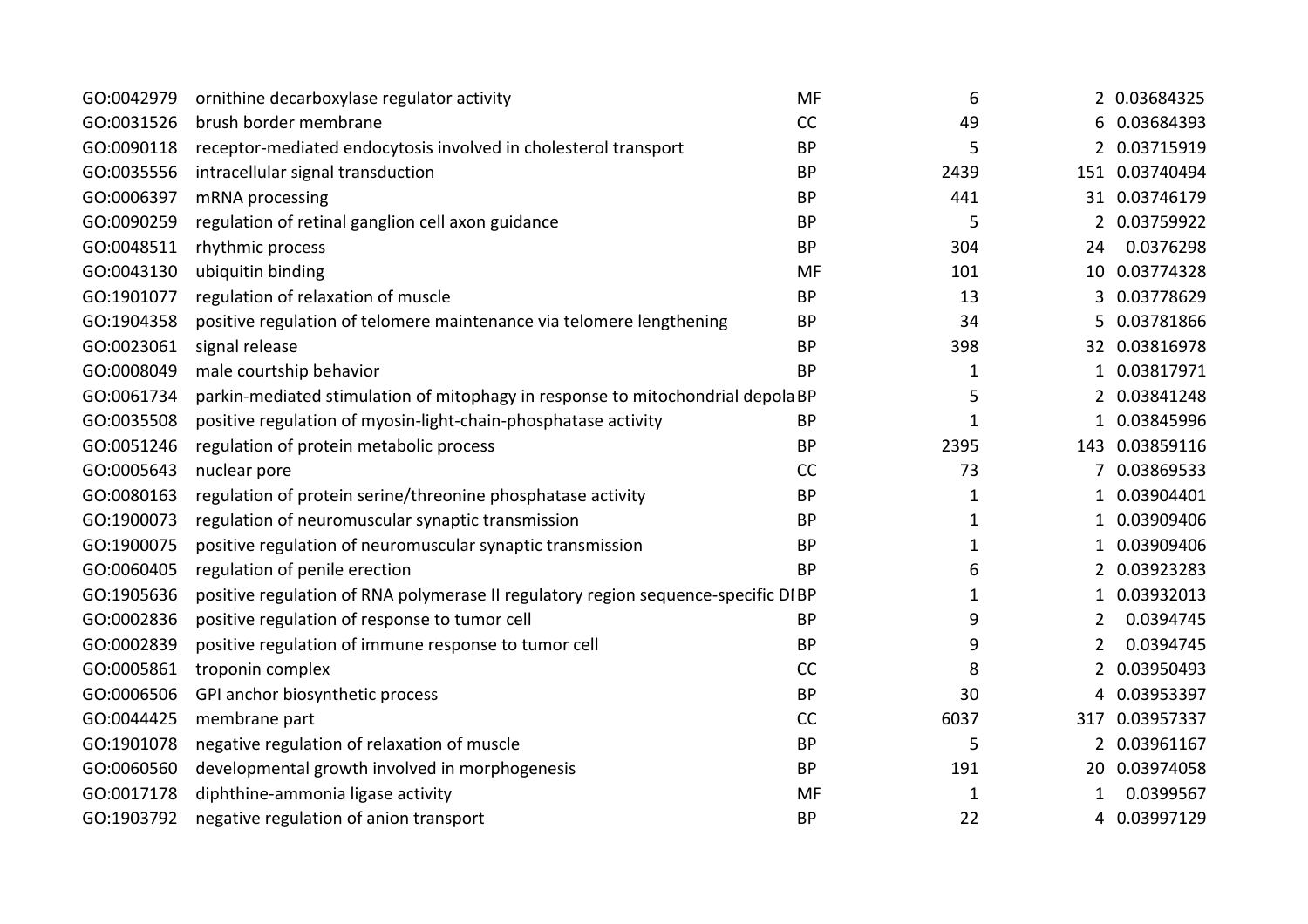| | | | | | |
|---|---|---|---|---|---|
| GO:0042979 | ornithine decarboxylase regulator activity | MF | 6 | 2 | 0.03684325 |
| GO:0031526 | brush border membrane | CC | 49 | 6 | 0.03684393 |
| GO:0090118 | receptor-mediated endocytosis involved in cholesterol transport | BP | 5 | 2 | 0.03715919 |
| GO:0035556 | intracellular signal transduction | BP | 2439 | 151 | 0.03740494 |
| GO:0006397 | mRNA processing | BP | 441 | 31 | 0.03746179 |
| GO:0090259 | regulation of retinal ganglion cell axon guidance | BP | 5 | 2 | 0.03759922 |
| GO:0048511 | rhythmic process | BP | 304 | 24 | 0.0376298 |
| GO:0043130 | ubiquitin binding | MF | 101 | 10 | 0.03774328 |
| GO:1901077 | regulation of relaxation of muscle | BP | 13 | 3 | 0.03778629 |
| GO:1904358 | positive regulation of telomere maintenance via telomere lengthening | BP | 34 | 5 | 0.03781866 |
| GO:0023061 | signal release | BP | 398 | 32 | 0.03816978 |
| GO:0008049 | male courtship behavior | BP | 1 | 1 | 0.03817971 |
| GO:0061734 | parkin-mediated stimulation of mitophagy in response to mitochondrial depola | BP | 5 | 2 | 0.03841248 |
| GO:0035508 | positive regulation of myosin-light-chain-phosphatase activity | BP | 1 | 1 | 0.03845996 |
| GO:0051246 | regulation of protein metabolic process | BP | 2395 | 143 | 0.03859116 |
| GO:0005643 | nuclear pore | CC | 73 | 7 | 0.03869533 |
| GO:0080163 | regulation of protein serine/threonine phosphatase activity | BP | 1 | 1 | 0.03904401 |
| GO:1900073 | regulation of neuromuscular synaptic transmission | BP | 1 | 1 | 0.03909406 |
| GO:1900075 | positive regulation of neuromuscular synaptic transmission | BP | 1 | 1 | 0.03909406 |
| GO:0060405 | regulation of penile erection | BP | 6 | 2 | 0.03923283 |
| GO:1905636 | positive regulation of RNA polymerase II regulatory region sequence-specific DI | BP | 1 | 1 | 0.03932013 |
| GO:0002836 | positive regulation of response to tumor cell | BP | 9 | 2 | 0.0394745 |
| GO:0002839 | positive regulation of immune response to tumor cell | BP | 9 | 2 | 0.0394745 |
| GO:0005861 | troponin complex | CC | 8 | 2 | 0.03950493 |
| GO:0006506 | GPI anchor biosynthetic process | BP | 30 | 4 | 0.03953397 |
| GO:0044425 | membrane part | CC | 6037 | 317 | 0.03957337 |
| GO:1901078 | negative regulation of relaxation of muscle | BP | 5 | 2 | 0.03961167 |
| GO:0060560 | developmental growth involved in morphogenesis | BP | 191 | 20 | 0.03974058 |
| GO:0017178 | diphthine-ammonia ligase activity | MF | 1 | 1 | 0.0399567 |
| GO:1903792 | negative regulation of anion transport | BP | 22 | 4 | 0.03997129 |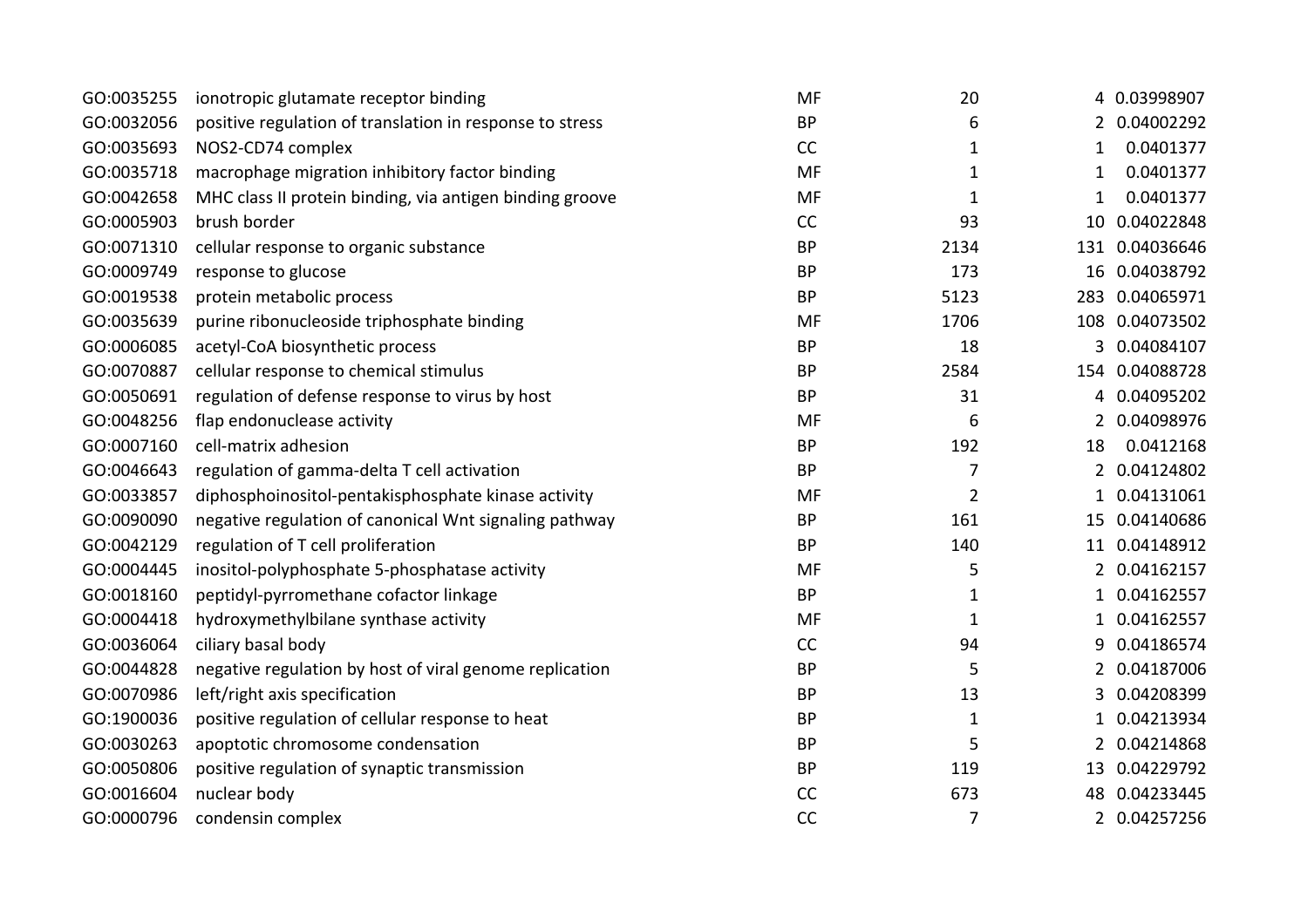| | | | | | |
|---|---|---|---|---|---|
| GO:0035255 | ionotropic glutamate receptor binding | MF | 20 | 4 | 0.03998907 |
| GO:0032056 | positive regulation of translation in response to stress | BP | 6 | 2 | 0.04002292 |
| GO:0035693 | NOS2-CD74 complex | CC | 1 | 1 | 0.0401377 |
| GO:0035718 | macrophage migration inhibitory factor binding | MF | 1 | 1 | 0.0401377 |
| GO:0042658 | MHC class II protein binding, via antigen binding groove | MF | 1 | 1 | 0.0401377 |
| GO:0005903 | brush border | CC | 93 | 10 | 0.04022848 |
| GO:0071310 | cellular response to organic substance | BP | 2134 | 131 | 0.04036646 |
| GO:0009749 | response to glucose | BP | 173 | 16 | 0.04038792 |
| GO:0019538 | protein metabolic process | BP | 5123 | 283 | 0.04065971 |
| GO:0035639 | purine ribonucleoside triphosphate binding | MF | 1706 | 108 | 0.04073502 |
| GO:0006085 | acetyl-CoA biosynthetic process | BP | 18 | 3 | 0.04084107 |
| GO:0070887 | cellular response to chemical stimulus | BP | 2584 | 154 | 0.04088728 |
| GO:0050691 | regulation of defense response to virus by host | BP | 31 | 4 | 0.04095202 |
| GO:0048256 | flap endonuclease activity | MF | 6 | 2 | 0.04098976 |
| GO:0007160 | cell-matrix adhesion | BP | 192 | 18 | 0.0412168 |
| GO:0046643 | regulation of gamma-delta T cell activation | BP | 7 | 2 | 0.04124802 |
| GO:0033857 | diphosphoinositol-pentakisphosphate kinase activity | MF | 2 | 1 | 0.04131061 |
| GO:0090090 | negative regulation of canonical Wnt signaling pathway | BP | 161 | 15 | 0.04140686 |
| GO:0042129 | regulation of T cell proliferation | BP | 140 | 11 | 0.04148912 |
| GO:0004445 | inositol-polyphosphate 5-phosphatase activity | MF | 5 | 2 | 0.04162157 |
| GO:0018160 | peptidyl-pyrromethane cofactor linkage | BP | 1 | 1 | 0.04162557 |
| GO:0004418 | hydroxymethylbilane synthase activity | MF | 1 | 1 | 0.04162557 |
| GO:0036064 | ciliary basal body | CC | 94 | 9 | 0.04186574 |
| GO:0044828 | negative regulation by host of viral genome replication | BP | 5 | 2 | 0.04187006 |
| GO:0070986 | left/right axis specification | BP | 13 | 3 | 0.04208399 |
| GO:1900036 | positive regulation of cellular response to heat | BP | 1 | 1 | 0.04213934 |
| GO:0030263 | apoptotic chromosome condensation | BP | 5 | 2 | 0.04214868 |
| GO:0050806 | positive regulation of synaptic transmission | BP | 119 | 13 | 0.04229792 |
| GO:0016604 | nuclear body | CC | 673 | 48 | 0.04233445 |
| GO:0000796 | condensin complex | CC | 7 | 2 | 0.04257256 |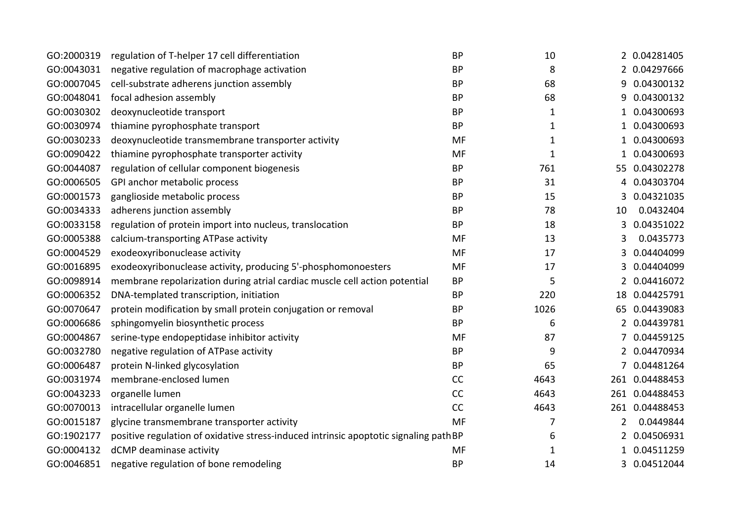| | | | | | |
|---|---|---|---|---|---|
| GO:2000319 | regulation of T-helper 17 cell differentiation | BP | 10 | 2 | 0.04281405 |
| GO:0043031 | negative regulation of macrophage activation | BP | 8 | 2 | 0.04297666 |
| GO:0007045 | cell-substrate adherens junction assembly | BP | 68 | 9 | 0.04300132 |
| GO:0048041 | focal adhesion assembly | BP | 68 | 9 | 0.04300132 |
| GO:0030302 | deoxynucleotide transport | BP | 1 | 1 | 0.04300693 |
| GO:0030974 | thiamine pyrophosphate transport | BP | 1 | 1 | 0.04300693 |
| GO:0030233 | deoxynucleotide transmembrane transporter activity | MF | 1 | 1 | 0.04300693 |
| GO:0090422 | thiamine pyrophosphate transporter activity | MF | 1 | 1 | 0.04300693 |
| GO:0044087 | regulation of cellular component biogenesis | BP | 761 | 55 | 0.04302278 |
| GO:0006505 | GPI anchor metabolic process | BP | 31 | 4 | 0.04303704 |
| GO:0001573 | ganglioside metabolic process | BP | 15 | 3 | 0.04321035 |
| GO:0034333 | adherens junction assembly | BP | 78 | 10 | 0.0432404 |
| GO:0033158 | regulation of protein import into nucleus, translocation | BP | 18 | 3 | 0.04351022 |
| GO:0005388 | calcium-transporting ATPase activity | MF | 13 | 3 | 0.0435773 |
| GO:0004529 | exodeoxyribonuclease activity | MF | 17 | 3 | 0.04404099 |
| GO:0016895 | exodeoxyribonuclease activity, producing 5'-phosphomonoesters | MF | 17 | 3 | 0.04404099 |
| GO:0098914 | membrane repolarization during atrial cardiac muscle cell action potential | BP | 5 | 2 | 0.04416072 |
| GO:0006352 | DNA-templated transcription, initiation | BP | 220 | 18 | 0.04425791 |
| GO:0070647 | protein modification by small protein conjugation or removal | BP | 1026 | 65 | 0.04439083 |
| GO:0006686 | sphingomyelin biosynthetic process | BP | 6 | 2 | 0.04439781 |
| GO:0004867 | serine-type endopeptidase inhibitor activity | MF | 87 | 7 | 0.04459125 |
| GO:0032780 | negative regulation of ATPase activity | BP | 9 | 2 | 0.04470934 |
| GO:0006487 | protein N-linked glycosylation | BP | 65 | 7 | 0.04481264 |
| GO:0031974 | membrane-enclosed lumen | CC | 4643 | 261 | 0.04488453 |
| GO:0043233 | organelle lumen | CC | 4643 | 261 | 0.04488453 |
| GO:0070013 | intracellular organelle lumen | CC | 4643 | 261 | 0.04488453 |
| GO:0015187 | glycine transmembrane transporter activity | MF | 7 | 2 | 0.0449844 |
| GO:1902177 | positive regulation of oxidative stress-induced intrinsic apoptotic signaling path | BP | 6 | 2 | 0.04506931 |
| GO:0004132 | dCMP deaminase activity | MF | 1 | 1 | 0.04511259 |
| GO:0046851 | negative regulation of bone remodeling | BP | 14 | 3 | 0.04512044 |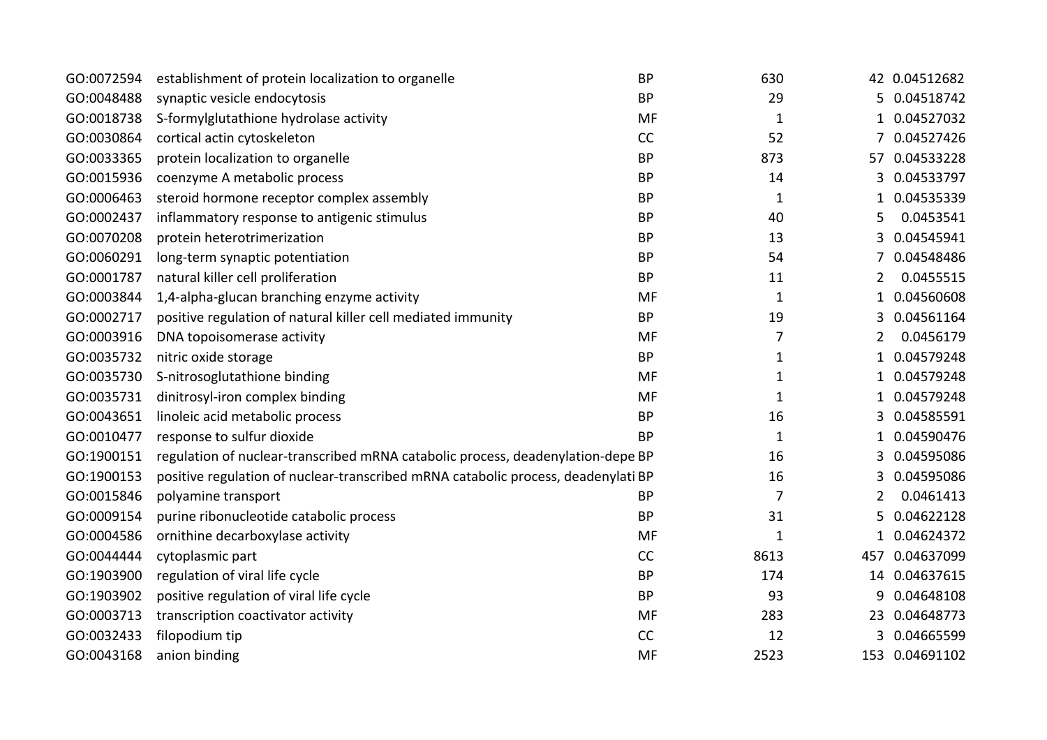| | | | | | |
|---|---|---|---|---|---|
| GO:0072594 | establishment of protein localization to organelle | BP | 630 | 42 | 0.04512682 |
| GO:0048488 | synaptic vesicle endocytosis | BP | 29 | 5 | 0.04518742 |
| GO:0018738 | S-formylglutathione hydrolase activity | MF | 1 | 1 | 0.04527032 |
| GO:0030864 | cortical actin cytoskeleton | CC | 52 | 7 | 0.04527426 |
| GO:0033365 | protein localization to organelle | BP | 873 | 57 | 0.04533228 |
| GO:0015936 | coenzyme A metabolic process | BP | 14 | 3 | 0.04533797 |
| GO:0006463 | steroid hormone receptor complex assembly | BP | 1 | 1 | 0.04535339 |
| GO:0002437 | inflammatory response to antigenic stimulus | BP | 40 | 5 | 0.0453541 |
| GO:0070208 | protein heterotrimerization | BP | 13 | 3 | 0.04545941 |
| GO:0060291 | long-term synaptic potentiation | BP | 54 | 7 | 0.04548486 |
| GO:0001787 | natural killer cell proliferation | BP | 11 | 2 | 0.0455515 |
| GO:0003844 | 1,4-alpha-glucan branching enzyme activity | MF | 1 | 1 | 0.04560608 |
| GO:0002717 | positive regulation of natural killer cell mediated immunity | BP | 19 | 3 | 0.04561164 |
| GO:0003916 | DNA topoisomerase activity | MF | 7 | 2 | 0.0456179 |
| GO:0035732 | nitric oxide storage | BP | 1 | 1 | 0.04579248 |
| GO:0035730 | S-nitrosoglutathione binding | MF | 1 | 1 | 0.04579248 |
| GO:0035731 | dinitrosyl-iron complex binding | MF | 1 | 1 | 0.04579248 |
| GO:0043651 | linoleic acid metabolic process | BP | 16 | 3 | 0.04585591 |
| GO:0010477 | response to sulfur dioxide | BP | 1 | 1 | 0.04590476 |
| GO:1900151 | regulation of nuclear-transcribed mRNA catabolic process, deadenylation-depe | BP | 16 | 3 | 0.04595086 |
| GO:1900153 | positive regulation of nuclear-transcribed mRNA catabolic process, deadenylati | BP | 16 | 3 | 0.04595086 |
| GO:0015846 | polyamine transport | BP | 7 | 2 | 0.0461413 |
| GO:0009154 | purine ribonucleotide catabolic process | BP | 31 | 5 | 0.04622128 |
| GO:0004586 | ornithine decarboxylase activity | MF | 1 | 1 | 0.04624372 |
| GO:0044444 | cytoplasmic part | CC | 8613 | 457 | 0.04637099 |
| GO:1903900 | regulation of viral life cycle | BP | 174 | 14 | 0.04637615 |
| GO:1903902 | positive regulation of viral life cycle | BP | 93 | 9 | 0.04648108 |
| GO:0003713 | transcription coactivator activity | MF | 283 | 23 | 0.04648773 |
| GO:0032433 | filopodium tip | CC | 12 | 3 | 0.04665599 |
| GO:0043168 | anion binding | MF | 2523 | 153 | 0.04691102 |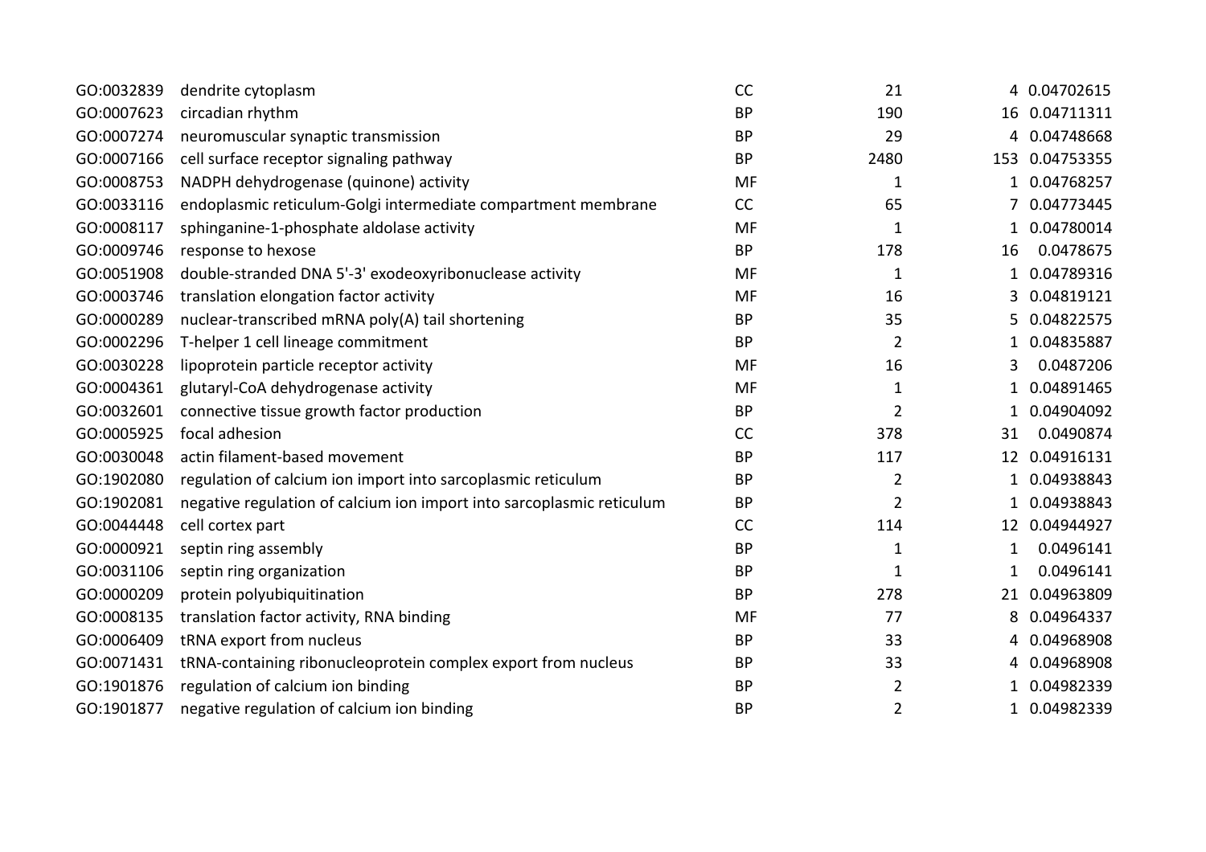| | | | | | |
|---|---|---|---|---|---|
| GO:0032839 | dendrite cytoplasm | CC | 21 | 4 | 0.04702615 |
| GO:0007623 | circadian rhythm | BP | 190 | 16 | 0.04711311 |
| GO:0007274 | neuromuscular synaptic transmission | BP | 29 | 4 | 0.04748668 |
| GO:0007166 | cell surface receptor signaling pathway | BP | 2480 | 153 | 0.04753355 |
| GO:0008753 | NADPH dehydrogenase (quinone) activity | MF | 1 | 1 | 0.04768257 |
| GO:0033116 | endoplasmic reticulum-Golgi intermediate compartment membrane | CC | 65 | 7 | 0.04773445 |
| GO:0008117 | sphinganine-1-phosphate aldolase activity | MF | 1 | 1 | 0.04780014 |
| GO:0009746 | response to hexose | BP | 178 | 16 | 0.0478675 |
| GO:0051908 | double-stranded DNA 5'-3' exodeoxyribonuclease activity | MF | 1 | 1 | 0.04789316 |
| GO:0003746 | translation elongation factor activity | MF | 16 | 3 | 0.04819121 |
| GO:0000289 | nuclear-transcribed mRNA poly(A) tail shortening | BP | 35 | 5 | 0.04822575 |
| GO:0002296 | T-helper 1 cell lineage commitment | BP | 2 | 1 | 0.04835887 |
| GO:0030228 | lipoprotein particle receptor activity | MF | 16 | 3 | 0.0487206 |
| GO:0004361 | glutaryl-CoA dehydrogenase activity | MF | 1 | 1 | 0.04891465 |
| GO:0032601 | connective tissue growth factor production | BP | 2 | 1 | 0.04904092 |
| GO:0005925 | focal adhesion | CC | 378 | 31 | 0.0490874 |
| GO:0030048 | actin filament-based movement | BP | 117 | 12 | 0.04916131 |
| GO:1902080 | regulation of calcium ion import into sarcoplasmic reticulum | BP | 2 | 1 | 0.04938843 |
| GO:1902081 | negative regulation of calcium ion import into sarcoplasmic reticulum | BP | 2 | 1 | 0.04938843 |
| GO:0044448 | cell cortex part | CC | 114 | 12 | 0.04944927 |
| GO:0000921 | septin ring assembly | BP | 1 | 1 | 0.0496141 |
| GO:0031106 | septin ring organization | BP | 1 | 1 | 0.0496141 |
| GO:0000209 | protein polyubiquitination | BP | 278 | 21 | 0.04963809 |
| GO:0008135 | translation factor activity, RNA binding | MF | 77 | 8 | 0.04964337 |
| GO:0006409 | tRNA export from nucleus | BP | 33 | 4 | 0.04968908 |
| GO:0071431 | tRNA-containing ribonucleoprotein complex export from nucleus | BP | 33 | 4 | 0.04968908 |
| GO:1901876 | regulation of calcium ion binding | BP | 2 | 1 | 0.04982339 |
| GO:1901877 | negative regulation of calcium ion binding | BP | 2 | 1 | 0.04982339 |